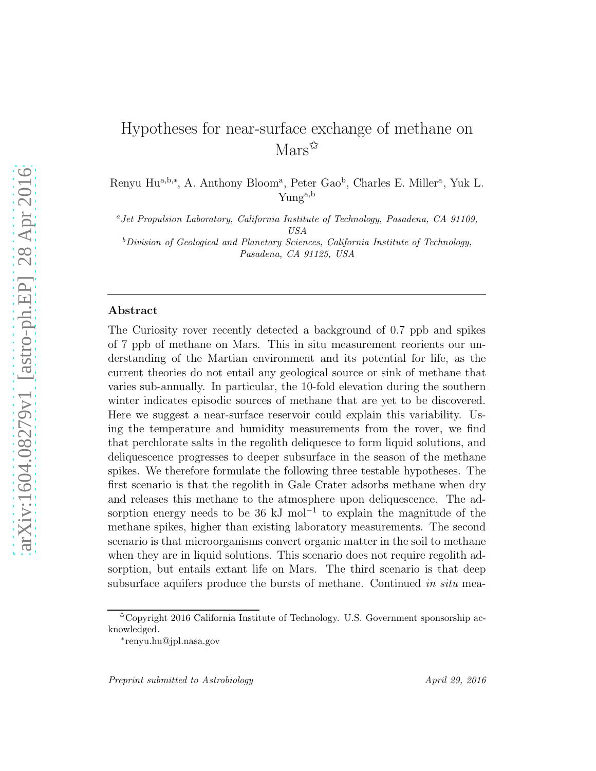# Hypotheses for near-surface exchange of methane on Mars[☆]

Renyu Hu[a,b,*], A. Anthony Bloom[a], Peter Gao[b], Charles E. Miller[a], Yuk L. Yung[a,b]

[a] *Jet Propulsion Laboratory, California Institute of Technology, Pasadena, CA 91109, USA*

[b] *Division of Geological and Planetary Sciences, California Institute of Technology, Pasadena, CA 91125, USA*

## Abstract

The Curiosity rover recently detected a background of 0.7 ppb and spikes of 7 ppb of methane on Mars. This in situ measurement reorients our understanding of the Martian environment and its potential for life, as the current theories do not entail any geological source or sink of methane that varies sub-annually. In particular, the 10-fold elevation during the southern winter indicates episodic sources of methane that are yet to be discovered. Here we suggest a near-surface reservoir could explain this variability. Using the temperature and humidity measurements from the rover, we find that perchlorate salts in the regolith deliquesce to form liquid solutions, and deliquescence progresses to deeper subsurface in the season of the methane spikes. We therefore formulate the following three testable hypotheses. The first scenario is that the regolith in Gale Crater adsorbs methane when dry and releases this methane to the atmosphere upon deliquescence. The adsorption energy needs to be 36 kJ mol$^{-1}$ to explain the magnitude of the methane spikes, higher than existing laboratory measurements. The second scenario is that microorganisms convert organic matter in the soil to methane when they are in liquid solutions. This scenario does not require regolith adsorption, but entails extant life on Mars. The third scenario is that deep subsurface aquifers produce the bursts of methane. Continued *in situ* mea-

[☆] Copyright 2016 California Institute of Technology. U.S. Government sponsorship acknowledged.

[*] renyu.hu@jpl.nasa.gov

*Preprint submitted to Astrobiology* — *April 29, 2016*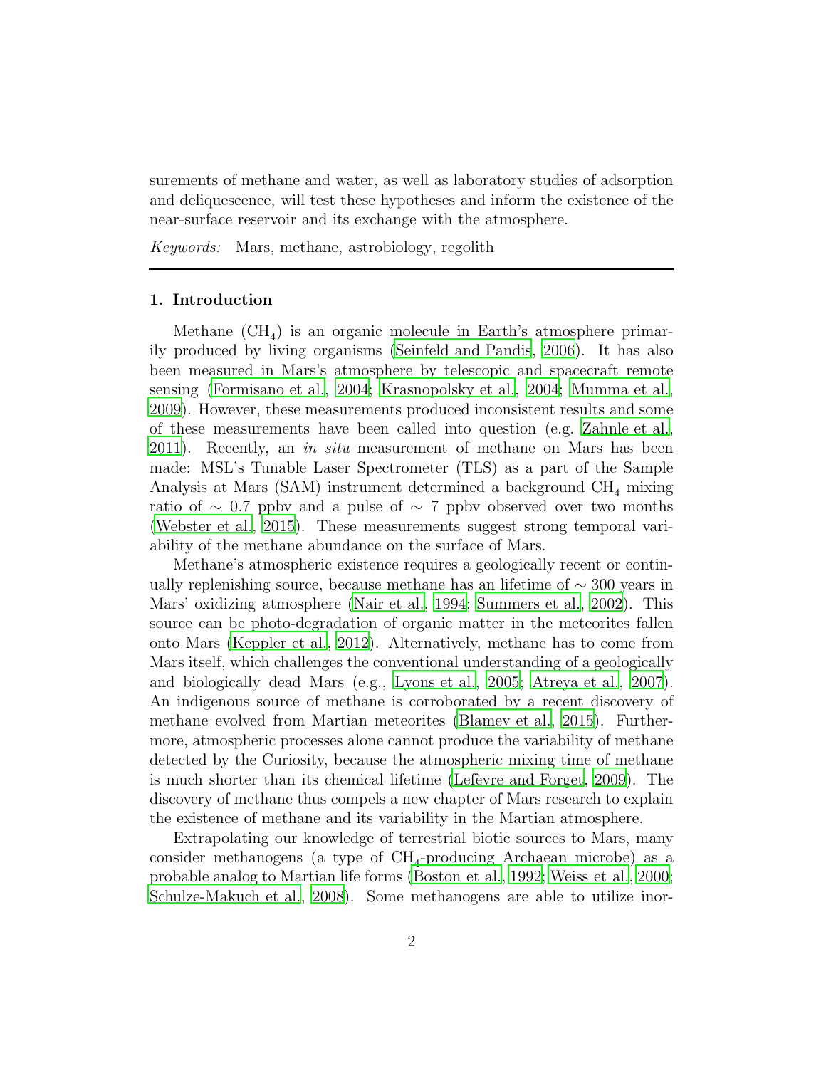surements of methane and water, as well as laboratory studies of adsorption and deliquescence, will test these hypotheses and inform the existence of the near-surface reservoir and its exchange with the atmosphere.

*Keywords:* Mars, methane, astrobiology, regolith

---

## 1. Introduction

Methane ($CH_4$) is an organic molecule in Earth's atmosphere primarily produced by living organisms (Seinfeld and Pandis, 2006). It has also been measured in Mars's atmosphere by telescopic and spacecraft remote sensing (Formisano et al., 2004; Krasnopolsky et al., 2004; Mumma et al., 2009). However, these measurements produced inconsistent results and some of these measurements have been called into question (e.g. Zahnle et al., 2011). Recently, an *in situ* measurement of methane on Mars has been made: MSL's Tunable Laser Spectrometer (TLS) as a part of the Sample Analysis at Mars (SAM) instrument determined a background $CH_4$ mixing ratio of $\sim$ 0.7 ppbv and a pulse of $\sim$ 7 ppbv observed over two months (Webster et al., 2015). These measurements suggest strong temporal variability of the methane abundance on the surface of Mars.

Methane's atmospheric existence requires a geologically recent or continually replenishing source, because methane has an lifetime of $\sim$ 300 years in Mars' oxidizing atmosphere (Nair et al., 1994; Summers et al., 2002). This source can be photo-degradation of organic matter in the meteorites fallen onto Mars (Keppler et al., 2012). Alternatively, methane has to come from Mars itself, which challenges the conventional understanding of a geologically and biologically dead Mars (e.g., Lyons et al., 2005; Atreya et al., 2007). An indigenous source of methane is corroborated by a recent discovery of methane evolved from Martian meteorites (Blamey et al., 2015). Furthermore, atmospheric processes alone cannot produce the variability of methane detected by the Curiosity, because the atmospheric mixing time of methane is much shorter than its chemical lifetime (Lefèvre and Forget, 2009). The discovery of methane thus compels a new chapter of Mars research to explain the existence of methane and its variability in the Martian atmosphere.

Extrapolating our knowledge of terrestrial biotic sources to Mars, many consider methanogens (a type of $CH_4$-producing Archaean microbe) as a probable analog to Martian life forms (Boston et al., 1992; Weiss et al., 2000; Schulze-Makuch et al., 2008). Some methanogens are able to utilize inor-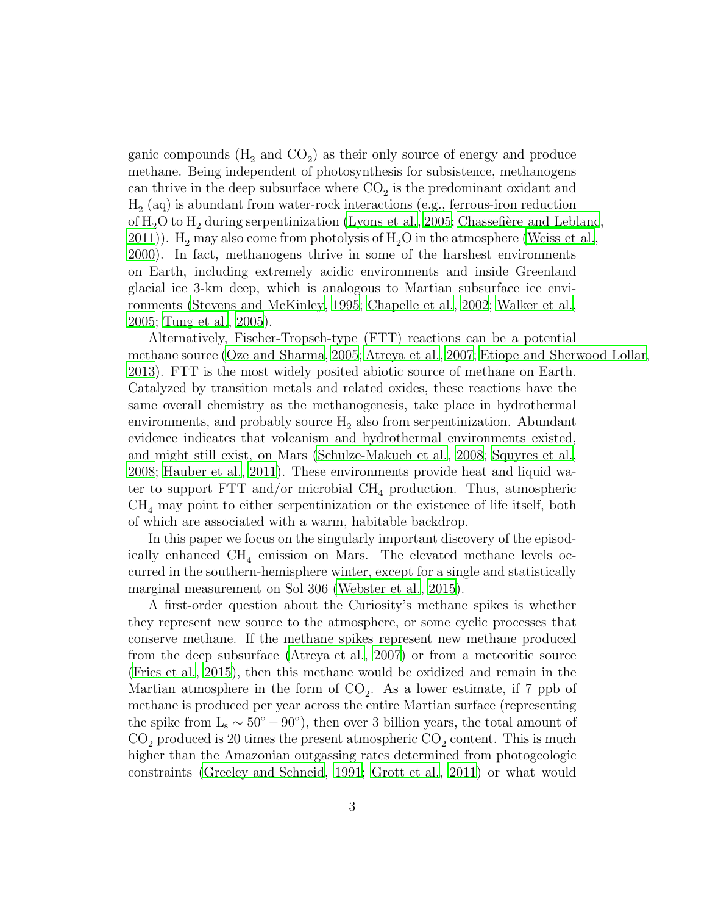ganic compounds ($H_2$ and $CO_2$) as their only source of energy and produce methane. Being independent of photosynthesis for subsistence, methanogens can thrive in the deep subsurface where $CO_2$ is the predominant oxidant and $H_2$ (aq) is abundant from water-rock interactions (e.g., ferrous-iron reduction of $H_2O$ to $H_2$ during serpentinization (Lyons et al., 2005; Chassefière and Leblanc, 2011)). $H_2$ may also come from photolysis of $H_2O$ in the atmosphere (Weiss et al., 2000). In fact, methanogens thrive in some of the harshest environments on Earth, including extremely acidic environments and inside Greenland glacial ice 3-km deep, which is analogous to Martian subsurface ice environments (Stevens and McKinley, 1995; Chapelle et al., 2002; Walker et al., 2005; Tung et al., 2005).

Alternatively, Fischer-Tropsch-type (FTT) reactions can be a potential methane source (Oze and Sharma, 2005; Atreya et al., 2007; Etiope and Sherwood Lollar, 2013). FTT is the most widely posited abiotic source of methane on Earth. Catalyzed by transition metals and related oxides, these reactions have the same overall chemistry as the methanogenesis, take place in hydrothermal environments, and probably source $H_2$ also from serpentinization. Abundant evidence indicates that volcanism and hydrothermal environments existed, and might still exist, on Mars (Schulze-Makuch et al., 2008; Squyres et al., 2008; Hauber et al., 2011). These environments provide heat and liquid water to support FTT and/or microbial $CH_4$ production. Thus, atmospheric $CH_4$ may point to either serpentinization or the existence of life itself, both of which are associated with a warm, habitable backdrop.

In this paper we focus on the singularly important discovery of the episodically enhanced $CH_4$ emission on Mars. The elevated methane levels occurred in the southern-hemisphere winter, except for a single and statistically marginal measurement on Sol 306 (Webster et al., 2015).

A first-order question about the Curiosity's methane spikes is whether they represent new source to the atmosphere, or some cyclic processes that conserve methane. If the methane spikes represent new methane produced from the deep subsurface (Atreya et al., 2007) or from a meteoritic source (Fries et al., 2015), then this methane would be oxidized and remain in the Martian atmosphere in the form of $CO_2$. As a lower estimate, if 7 ppb of methane is produced per year across the entire Martian surface (representing the spike from $L_s \sim 50^\circ - 90^\circ$), then over 3 billion years, the total amount of $CO_2$ produced is 20 times the present atmospheric $CO_2$ content. This is much higher than the Amazonian outgassing rates determined from photogeologic constraints (Greeley and Schneid, 1991; Grott et al., 2011) or what would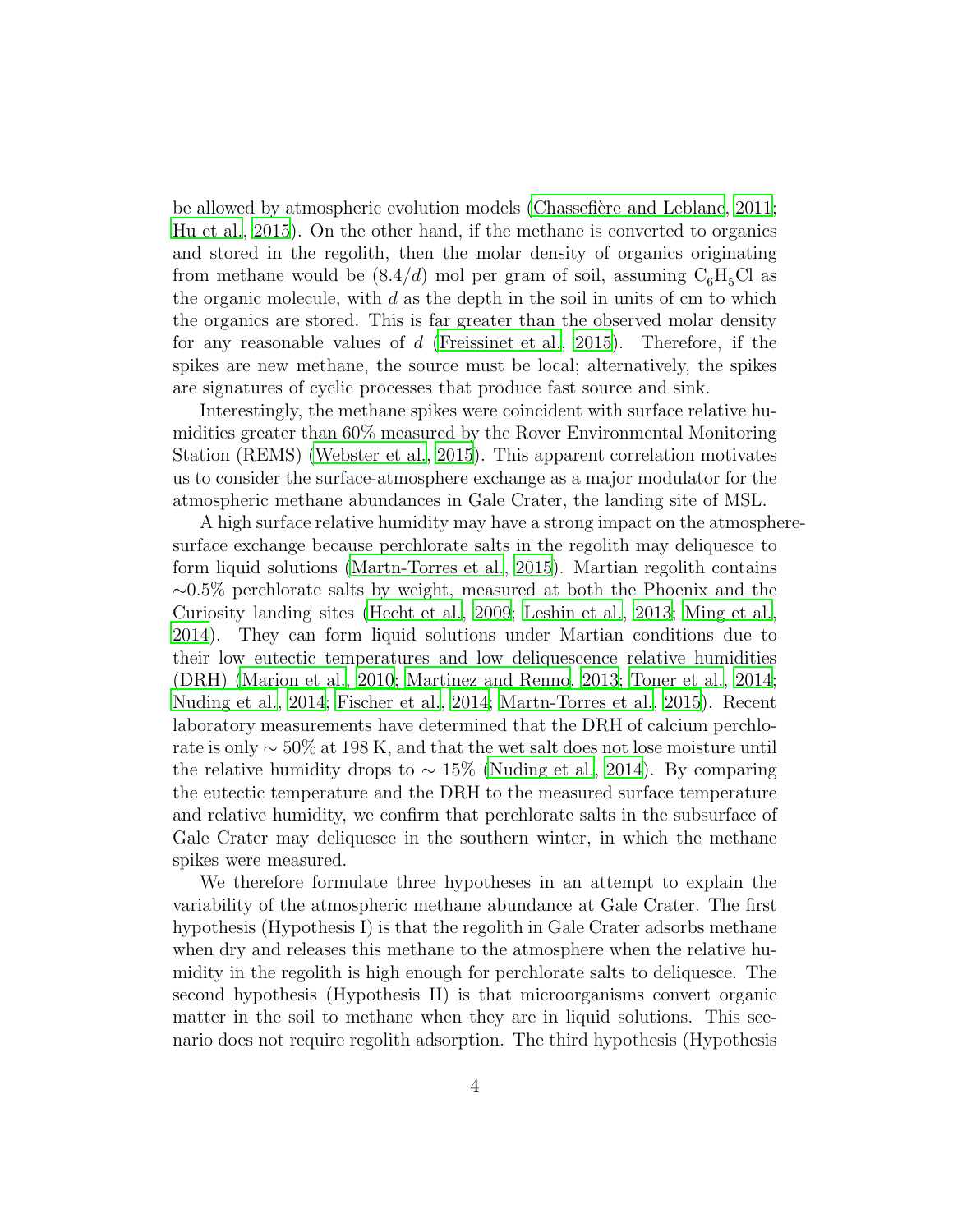be allowed by atmospheric evolution models (Chassefière and Leblanc, 2011; Hu et al., 2015). On the other hand, if the methane is converted to organics and stored in the regolith, then the molar density of organics originating from methane would be $(8.4/d)$ mol per gram of soil, assuming $C_6H_5Cl$ as the organic molecule, with $d$ as the depth in the soil in units of cm to which the organics are stored. This is far greater than the observed molar density for any reasonable values of $d$ (Freissinet et al., 2015). Therefore, if the spikes are new methane, the source must be local; alternatively, the spikes are signatures of cyclic processes that produce fast source and sink.

Interestingly, the methane spikes were coincident with surface relative humidities greater than 60% measured by the Rover Environmental Monitoring Station (REMS) (Webster et al., 2015). This apparent correlation motivates us to consider the surface-atmosphere exchange as a major modulator for the atmospheric methane abundances in Gale Crater, the landing site of MSL.

A high surface relative humidity may have a strong impact on the atmosphere-surface exchange because perchlorate salts in the regolith may deliquesce to form liquid solutions (Martn-Torres et al., 2015). Martian regolith contains $\sim$0.5% perchlorate salts by weight, measured at both the Phoenix and the Curiosity landing sites (Hecht et al., 2009; Leshin et al., 2013; Ming et al., 2014). They can form liquid solutions under Martian conditions due to their low eutectic temperatures and low deliquescence relative humidities (DRH) (Marion et al., 2010; Martinez and Renno, 2013; Toner et al., 2014; Nuding et al., 2014; Fischer et al., 2014; Martn-Torres et al., 2015). Recent laboratory measurements have determined that the DRH of calcium perchlorate is only $\sim$ 50% at 198 K, and that the wet salt does not lose moisture until the relative humidity drops to $\sim$ 15% (Nuding et al., 2014). By comparing the eutectic temperature and the DRH to the measured surface temperature and relative humidity, we confirm that perchlorate salts in the subsurface of Gale Crater may deliquesce in the southern winter, in which the methane spikes were measured.

We therefore formulate three hypotheses in an attempt to explain the variability of the atmospheric methane abundance at Gale Crater. The first hypothesis (Hypothesis I) is that the regolith in Gale Crater adsorbs methane when dry and releases this methane to the atmosphere when the relative humidity in the regolith is high enough for perchlorate salts to deliquesce. The second hypothesis (Hypothesis II) is that microorganisms convert organic matter in the soil to methane when they are in liquid solutions. This scenario does not require regolith adsorption. The third hypothesis (Hypothesis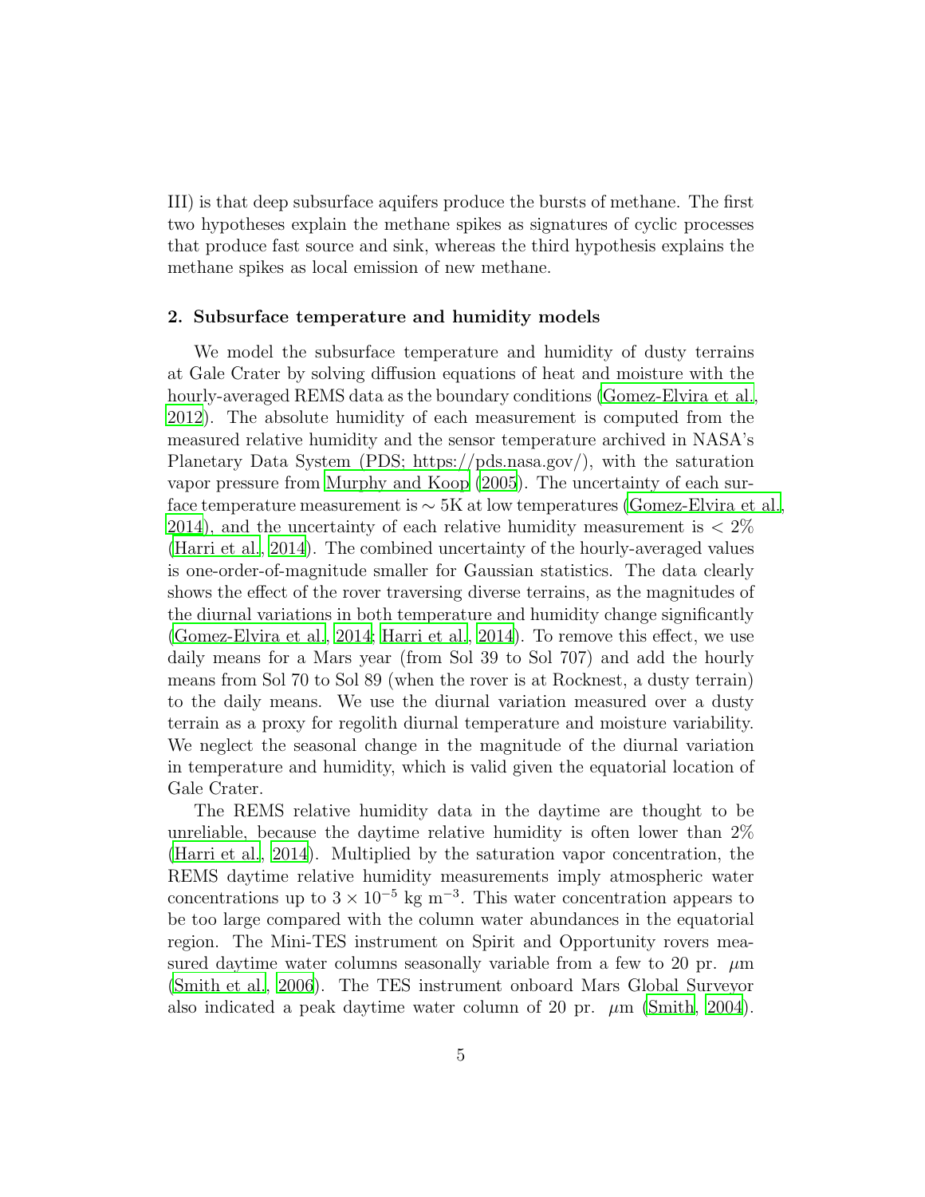III) is that deep subsurface aquifers produce the bursts of methane. The first two hypotheses explain the methane spikes as signatures of cyclic processes that produce fast source and sink, whereas the third hypothesis explains the methane spikes as local emission of new methane.

## 2. Subsurface temperature and humidity models

We model the subsurface temperature and humidity of dusty terrains at Gale Crater by solving diffusion equations of heat and moisture with the hourly-averaged REMS data as the boundary conditions (Gomez-Elvira et al., 2012). The absolute humidity of each measurement is computed from the measured relative humidity and the sensor temperature archived in NASA's Planetary Data System (PDS; https://pds.nasa.gov/), with the saturation vapor pressure from Murphy and Koop (2005). The uncertainty of each surface temperature measurement is $\sim 5$K at low temperatures (Gomez-Elvira et al., 2014), and the uncertainty of each relative humidity measurement is $< 2\%$ (Harri et al., 2014). The combined uncertainty of the hourly-averaged values is one-order-of-magnitude smaller for Gaussian statistics. The data clearly shows the effect of the rover traversing diverse terrains, as the magnitudes of the diurnal variations in both temperature and humidity change significantly (Gomez-Elvira et al., 2014; Harri et al., 2014). To remove this effect, we use daily means for a Mars year (from Sol 39 to Sol 707) and add the hourly means from Sol 70 to Sol 89 (when the rover is at Rocknest, a dusty terrain) to the daily means. We use the diurnal variation measured over a dusty terrain as a proxy for regolith diurnal temperature and moisture variability. We neglect the seasonal change in the magnitude of the diurnal variation in temperature and humidity, which is valid given the equatorial location of Gale Crater.

The REMS relative humidity data in the daytime are thought to be unreliable, because the daytime relative humidity is often lower than 2% (Harri et al., 2014). Multiplied by the saturation vapor concentration, the REMS daytime relative humidity measurements imply atmospheric water concentrations up to $3 \times 10^{-5}$ kg m$^{-3}$. This water concentration appears to be too large compared with the column water abundances in the equatorial region. The Mini-TES instrument on Spirit and Opportunity rovers measured daytime water columns seasonally variable from a few to 20 pr. $\mu$m (Smith et al., 2006). The TES instrument onboard Mars Global Surveyor also indicated a peak daytime water column of 20 pr. $\mu$m (Smith, 2004).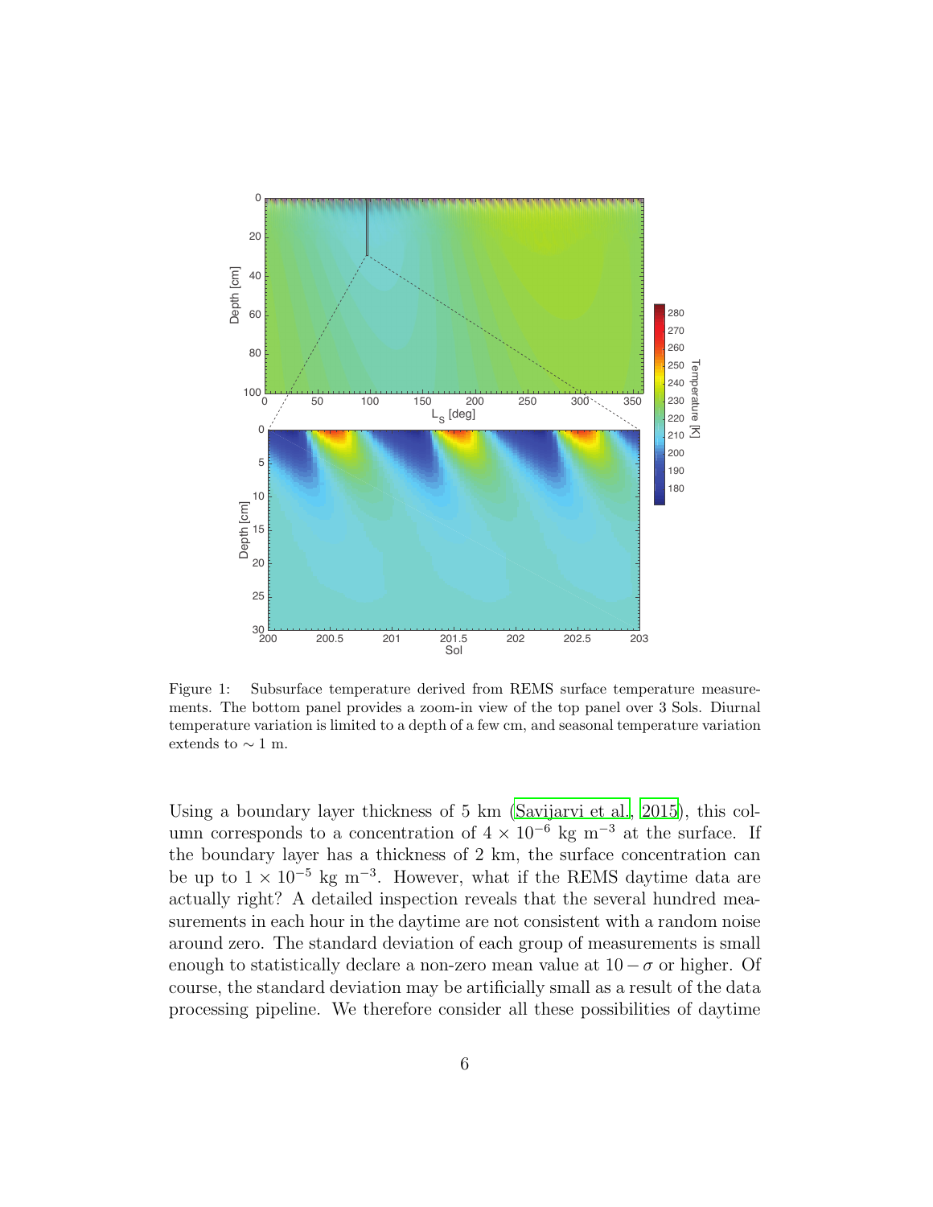Figure 1: Subsurface temperature derived from REMS surface temperature measurements. The bottom panel provides a zoom-in view of the top panel over 3 Sols. Diurnal temperature variation is limited to a depth of a few cm, and seasonal temperature variation extends to $\sim 1$ m.

Using a boundary layer thickness of 5 km (Savijarvi et al., 2015), this column corresponds to a concentration of $4 \times 10^{-6}$ kg m$^{-3}$ at the surface. If the boundary layer has a thickness of 2 km, the surface concentration can be up to $1 \times 10^{-5}$ kg m$^{-3}$. However, what if the REMS daytime data are actually right? A detailed inspection reveals that the several hundred measurements in each hour in the daytime are not consistent with a random noise around zero. The standard deviation of each group of measurements is small enough to statistically declare a non-zero mean value at $10-\sigma$ or higher. Of course, the standard deviation may be artificially small as a result of the data processing pipeline. We therefore consider all these possibilities of daytime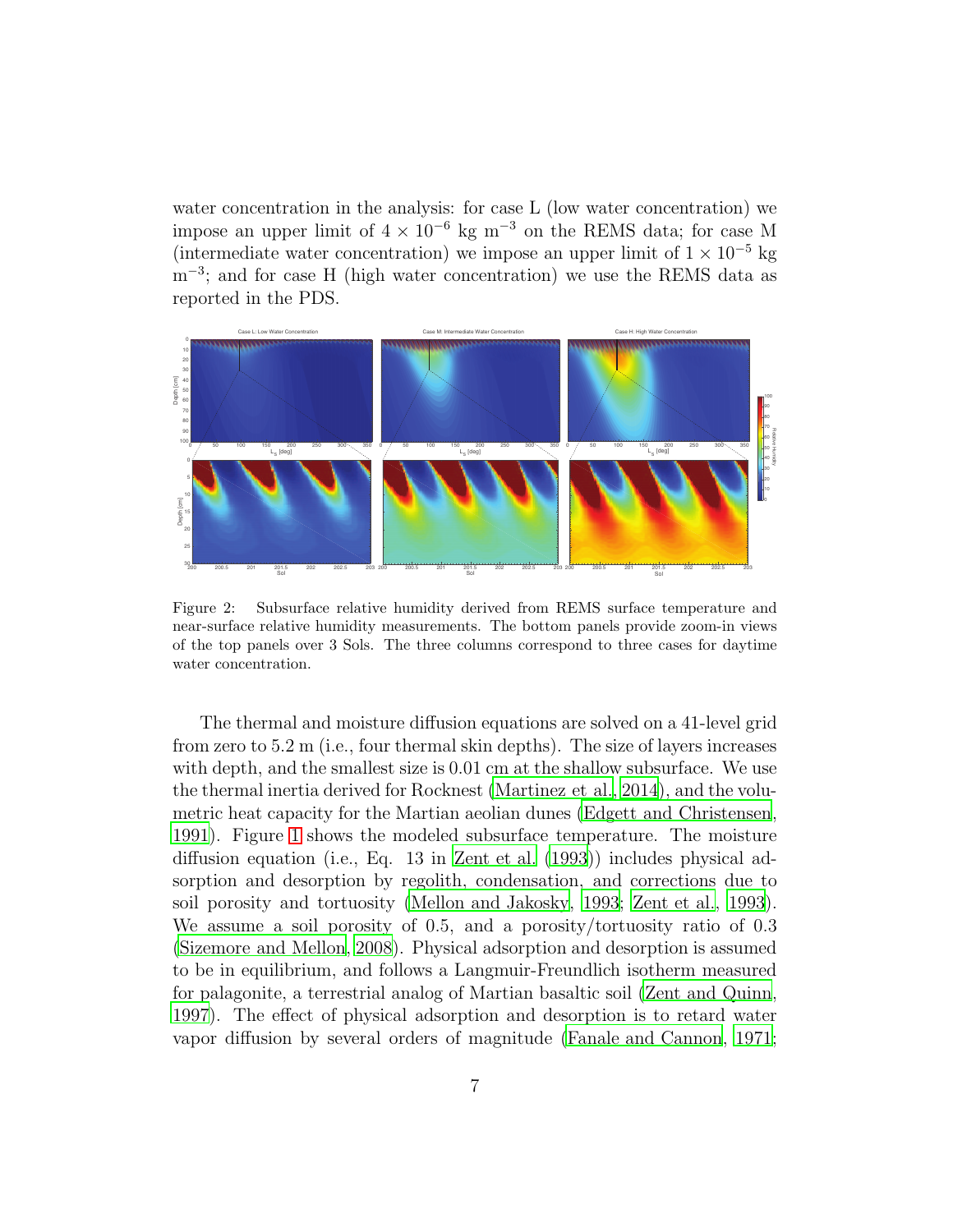water concentration in the analysis: for case L (low water concentration) we impose an upper limit of $4 \times 10^{-6}$ kg m$^{-3}$ on the REMS data; for case M (intermediate water concentration) we impose an upper limit of $1 \times 10^{-5}$ kg m$^{-3}$; and for case H (high water concentration) we use the REMS data as reported in the PDS.

Figure 2: Subsurface relative humidity derived from REMS surface temperature and near-surface relative humidity measurements. The bottom panels provide zoom-in views of the top panels over 3 Sols. The three columns correspond to three cases for daytime water concentration.

The thermal and moisture diffusion equations are solved on a 41-level grid from zero to 5.2 m (i.e., four thermal skin depths). The size of layers increases with depth, and the smallest size is 0.01 cm at the shallow subsurface. We use the thermal inertia derived for Rocknest (Martinez et al., 2014), and the volumetric heat capacity for the Martian aeolian dunes (Edgett and Christensen, 1991). Figure 1 shows the modeled subsurface temperature. The moisture diffusion equation (i.e., Eq. 13 in Zent et al. (1993)) includes physical adsorption and desorption by regolith, condensation, and corrections due to soil porosity and tortuosity (Mellon and Jakosky, 1993; Zent et al., 1993). We assume a soil porosity of 0.5, and a porosity/tortuosity ratio of 0.3 (Sizemore and Mellon, 2008). Physical adsorption and desorption is assumed to be in equilibrium, and follows a Langmuir-Freundlich isotherm measured for palagonite, a terrestrial analog of Martian basaltic soil (Zent and Quinn, 1997). The effect of physical adsorption and desorption is to retard water vapor diffusion by several orders of magnitude (Fanale and Cannon, 1971;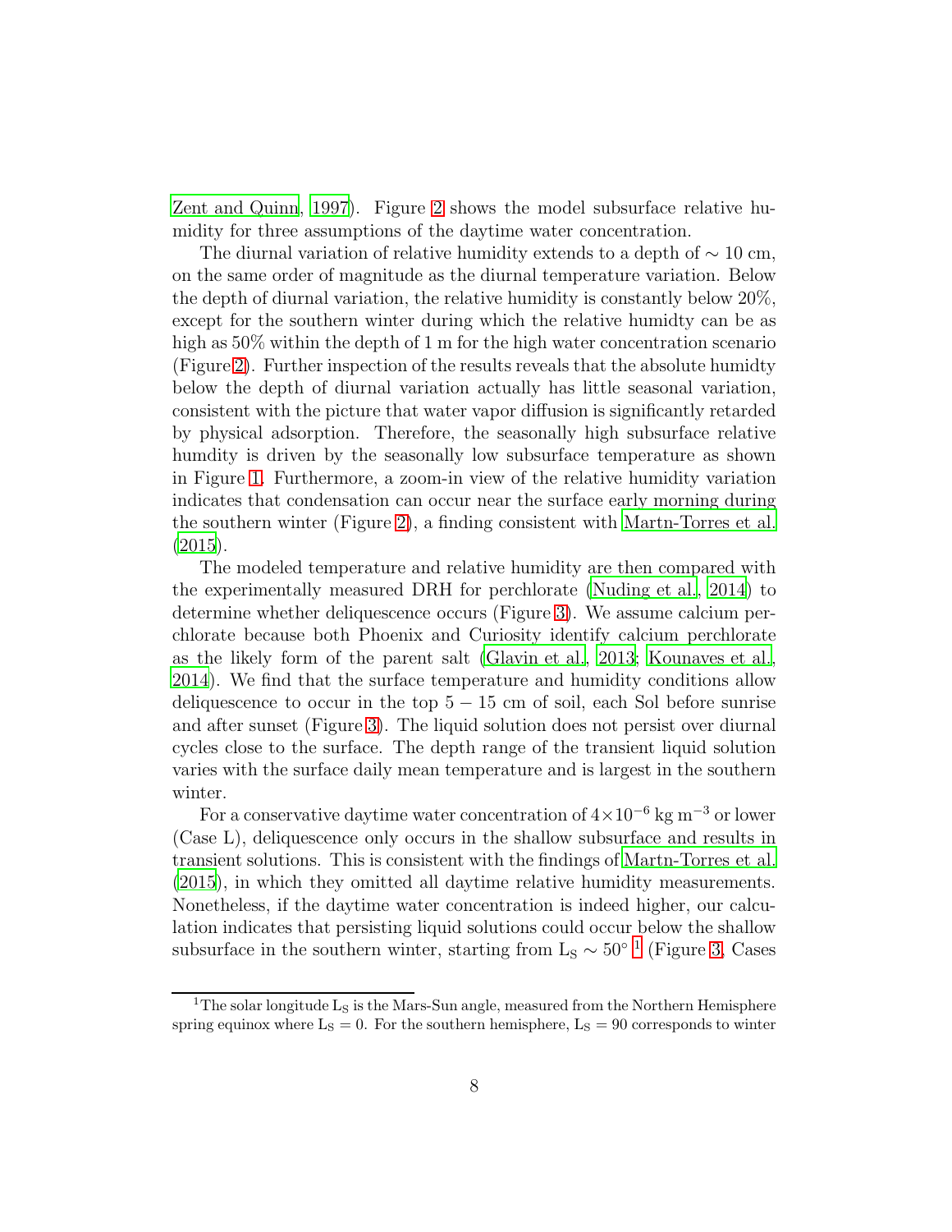Zent and Quinn, 1997). Figure 2 shows the model subsurface relative humidity for three assumptions of the daytime water concentration.

The diurnal variation of relative humidity extends to a depth of $\sim 10$ cm, on the same order of magnitude as the diurnal temperature variation. Below the depth of diurnal variation, the relative humidity is constantly below 20%, except for the southern winter during which the relative humidty can be as high as 50% within the depth of 1 m for the high water concentration scenario (Figure 2). Further inspection of the results reveals that the absolute humidty below the depth of diurnal variation actually has little seasonal variation, consistent with the picture that water vapor diffusion is significantly retarded by physical adsorption. Therefore, the seasonally high subsurface relative humdity is driven by the seasonally low subsurface temperature as shown in Figure 1. Furthermore, a zoom-in view of the relative humidity variation indicates that condensation can occur near the surface early morning during the southern winter (Figure 2), a finding consistent with Martn-Torres et al. (2015).

The modeled temperature and relative humidity are then compared with the experimentally measured DRH for perchlorate (Nuding et al., 2014) to determine whether deliquescence occurs (Figure 3). We assume calcium perchlorate because both Phoenix and Curiosity identify calcium perchlorate as the likely form of the parent salt (Glavin et al., 2013; Kounaves et al., 2014). We find that the surface temperature and humidity conditions allow deliquescence to occur in the top $5 - 15$ cm of soil, each Sol before sunrise and after sunset (Figure 3). The liquid solution does not persist over diurnal cycles close to the surface. The depth range of the transient liquid solution varies with the surface daily mean temperature and is largest in the southern winter.

For a conservative daytime water concentration of $4\times10^{-6}$ kg m$^{-3}$ or lower (Case L), deliquescence only occurs in the shallow subsurface and results in transient solutions. This is consistent with the findings of Martn-Torres et al. (2015), in which they omitted all daytime relative humidity measurements. Nonetheless, if the daytime water concentration is indeed higher, our calculation indicates that persisting liquid solutions could occur below the shallow subsurface in the southern winter, starting from $L_S \sim 50^\circ$ [1] (Figure 3, Cases

[1] The solar longitude $L_S$ is the Mars-Sun angle, measured from the Northern Hemisphere spring equinox where $L_S = 0$. For the southern hemisphere, $L_S = 90$ corresponds to winter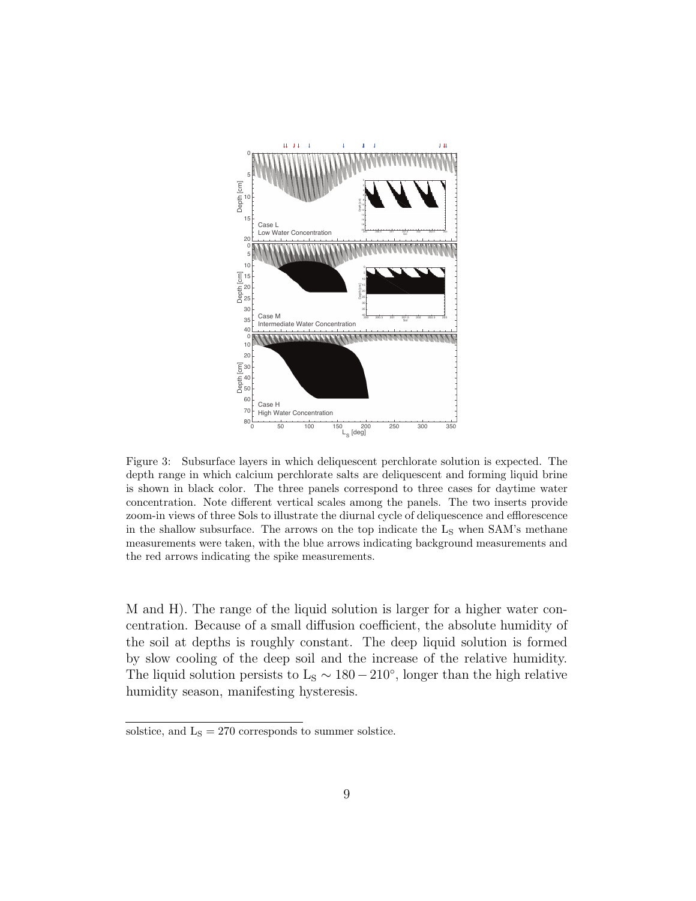Figure 3: Subsurface layers in which deliquescent perchlorate solution is expected. The depth range in which calcium perchlorate salts are deliquescent and forming liquid brine is shown in black color. The three panels correspond to three cases for daytime water concentration. Note different vertical scales among the panels. The two inserts provide zoom-in views of three Sols to illustrate the diurnal cycle of deliquescence and efflorescence in the shallow subsurface. The arrows on the top indicate the $L_S$ when SAM's methane measurements were taken, with the blue arrows indicating background measurements and the red arrows indicating the spike measurements.

M and H). The range of the liquid solution is larger for a higher water concentration. Because of a small diffusion coefficient, the absolute humidity of the soil at depths is roughly constant. The deep liquid solution is formed by slow cooling of the deep soil and the increase of the relative humidity. The liquid solution persists to $L_S \sim 180-210^\circ$, longer than the high relative humidity season, manifesting hysteresis.

solstice, and $L_S = 270$ corresponds to summer solstice.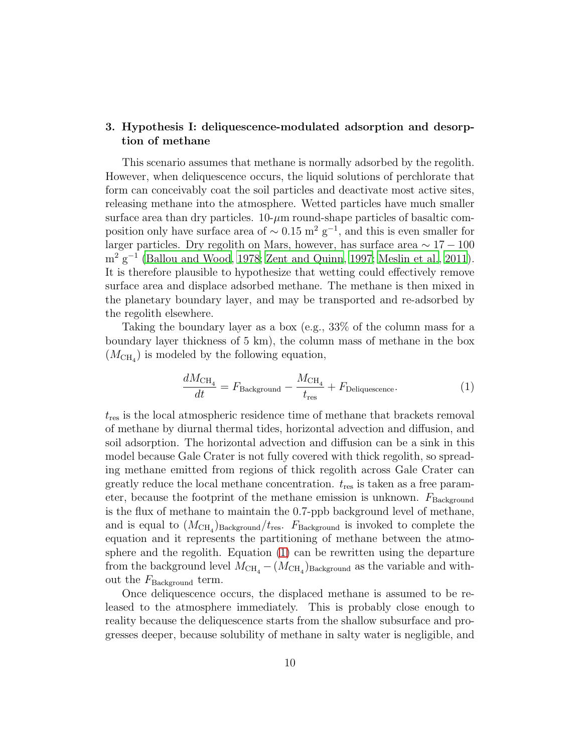## 3. Hypothesis I: deliquescence-modulated adsorption and desorption of methane

This scenario assumes that methane is normally adsorbed by the regolith. However, when deliquescence occurs, the liquid solutions of perchlorate that form can conceivably coat the soil particles and deactivate most active sites, releasing methane into the atmosphere. Wetted particles have much smaller surface area than dry particles. 10-$\mu$m round-shape particles of basaltic composition only have surface area of $\sim 0.15$ m$^2$ g$^{-1}$, and this is even smaller for larger particles. Dry regolith on Mars, however, has surface area $\sim 17-100$ m$^2$ g$^{-1}$ (Ballou and Wood, 1978; Zent and Quinn, 1997; Meslin et al., 2011). It is therefore plausible to hypothesize that wetting could effectively remove surface area and displace adsorbed methane. The methane is then mixed in the planetary boundary layer, and may be transported and re-adsorbed by the regolith elsewhere.

Taking the boundary layer as a box (e.g., 33% of the column mass for a boundary layer thickness of 5 km), the column mass of methane in the box ($M_{\mathrm{CH_4}}$) is modeled by the following equation,

$$\frac{dM_{\mathrm{CH_4}}}{dt} = F_{\mathrm{Background}} - \frac{M_{\mathrm{CH_4}}}{t_{\mathrm{res}}} + F_{\mathrm{Deliquescence}}. \tag{1}$$

$t_{\mathrm{res}}$ is the local atmospheric residence time of methane that brackets removal of methane by diurnal thermal tides, horizontal advection and diffusion, and soil adsorption. The horizontal advection and diffusion can be a sink in this model because Gale Crater is not fully covered with thick regolith, so spreading methane emitted from regions of thick regolith across Gale Crater can greatly reduce the local methane concentration. $t_{\mathrm{res}}$ is taken as a free parameter, because the footprint of the methane emission is unknown. $F_{\mathrm{Background}}$ is the flux of methane to maintain the 0.7-ppb background level of methane, and is equal to $(M_{\mathrm{CH_4}})_{\mathrm{Background}}/t_{\mathrm{res}}$. $F_{\mathrm{Background}}$ is invoked to complete the equation and it represents the partitioning of methane between the atmosphere and the regolith. Equation (1) can be rewritten using the departure from the background level $M_{\mathrm{CH_4}} - (M_{\mathrm{CH_4}})_{\mathrm{Background}}$ as the variable and without the $F_{\mathrm{Background}}$ term.

Once deliquescence occurs, the displaced methane is assumed to be released to the atmosphere immediately. This is probably close enough to reality because the deliquescence starts from the shallow subsurface and progresses deeper, because solubility of methane in salty water is negligible, and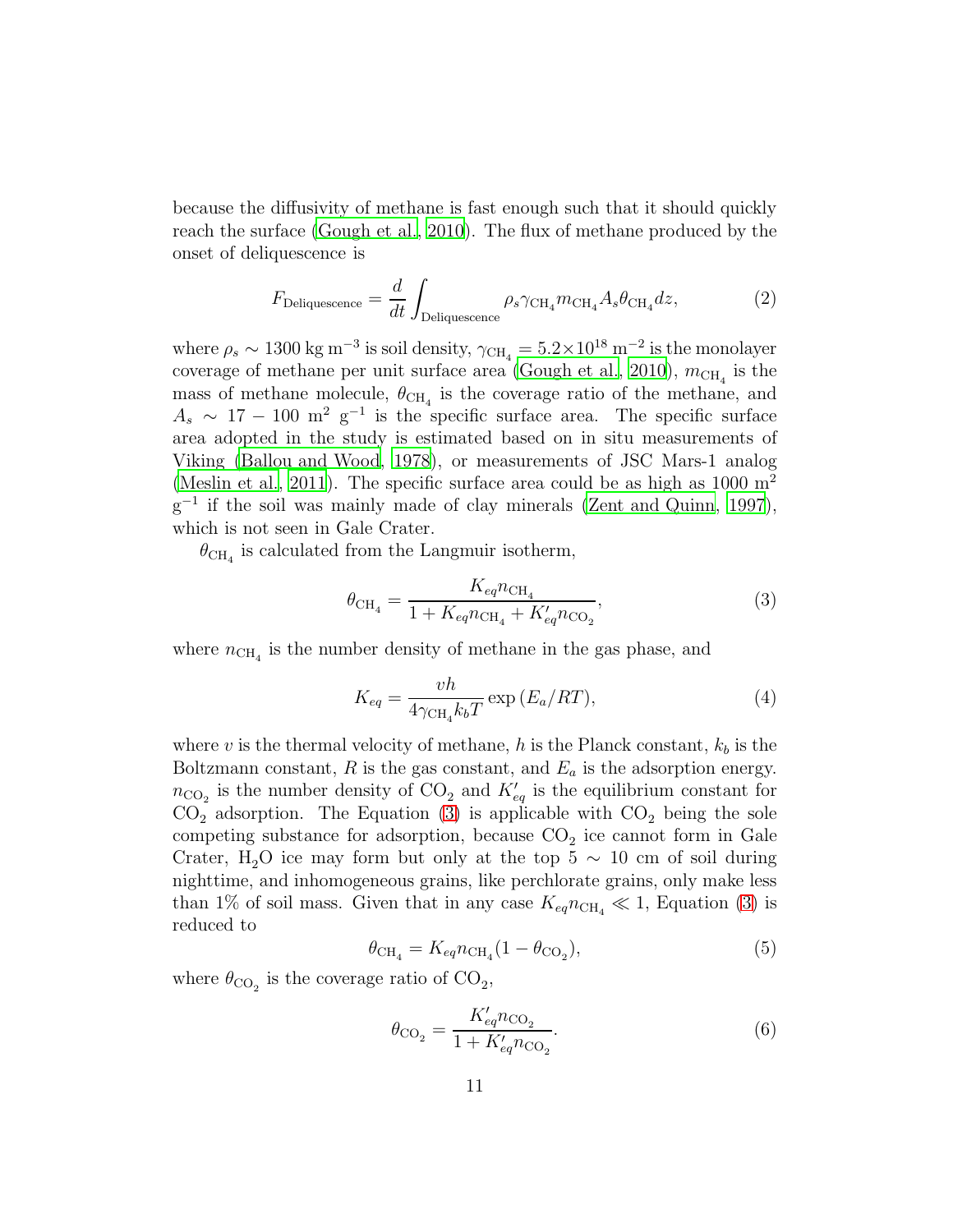because the diffusivity of methane is fast enough such that it should quickly reach the surface (Gough et al., 2010). The flux of methane produced by the onset of deliquescence is

$$F_{\text{Deliquescence}} = \frac{d}{dt} \int_{\text{Deliquescence}} \rho_s \gamma_{\text{CH}_4} m_{\text{CH}_4} A_s \theta_{\text{CH}_4} dz, \tag{2}$$

where $\rho_s \sim 1300$ kg m$^{-3}$ is soil density, $\gamma_{\text{CH}_4} = 5.2 \times 10^{18}$ m$^{-2}$ is the monolayer coverage of methane per unit surface area (Gough et al., 2010), $m_{\text{CH}_4}$ is the mass of methane molecule, $\theta_{\text{CH}_4}$ is the coverage ratio of the methane, and $A_s \sim 17 - 100$ m$^2$ g$^{-1}$ is the specific surface area. The specific surface area adopted in the study is estimated based on in situ measurements of Viking (Ballou and Wood, 1978), or measurements of JSC Mars-1 analog (Meslin et al., 2011). The specific surface area could be as high as 1000 m$^2$ g$^{-1}$ if the soil was mainly made of clay minerals (Zent and Quinn, 1997), which is not seen in Gale Crater.

$\theta_{\text{CH}_4}$ is calculated from the Langmuir isotherm,

$$\theta_{\text{CH}_4} = \frac{K_{eq} n_{\text{CH}_4}}{1 + K_{eq} n_{\text{CH}_4} + K'_{eq} n_{\text{CO}_2}}, \tag{3}$$

where $n_{\text{CH}_4}$ is the number density of methane in the gas phase, and

$$K_{eq} = \frac{vh}{4\gamma_{\text{CH}_4} k_b T} \exp{(E_a/RT)}, \tag{4}$$

where $v$ is the thermal velocity of methane, $h$ is the Planck constant, $k_b$ is the Boltzmann constant, $R$ is the gas constant, and $E_a$ is the adsorption energy. $n_{\text{CO}_2}$ is the number density of $\text{CO}_2$ and $K'_{eq}$ is the equilibrium constant for $\text{CO}_2$ adsorption. The Equation (3) is applicable with $\text{CO}_2$ being the sole competing substance for adsorption, because $\text{CO}_2$ ice cannot form in Gale Crater, $\text{H}_2\text{O}$ ice may form but only at the top 5 $\sim$ 10 cm of soil during nighttime, and inhomogeneous grains, like perchlorate grains, only make less than 1% of soil mass. Given that in any case $K_{eq} n_{\text{CH}_4} \ll 1$, Equation (3) is reduced to

$$\theta_{\text{CH}_4} = K_{eq} n_{\text{CH}_4} (1 - \theta_{\text{CO}_2}), \tag{5}$$

where $\theta_{\text{CO}_2}$ is the coverage ratio of $\text{CO}_2$,

$$\theta_{\text{CO}_2} = \frac{K'_{eq} n_{\text{CO}_2}}{1 + K'_{eq} n_{\text{CO}_2}}. \tag{6}$$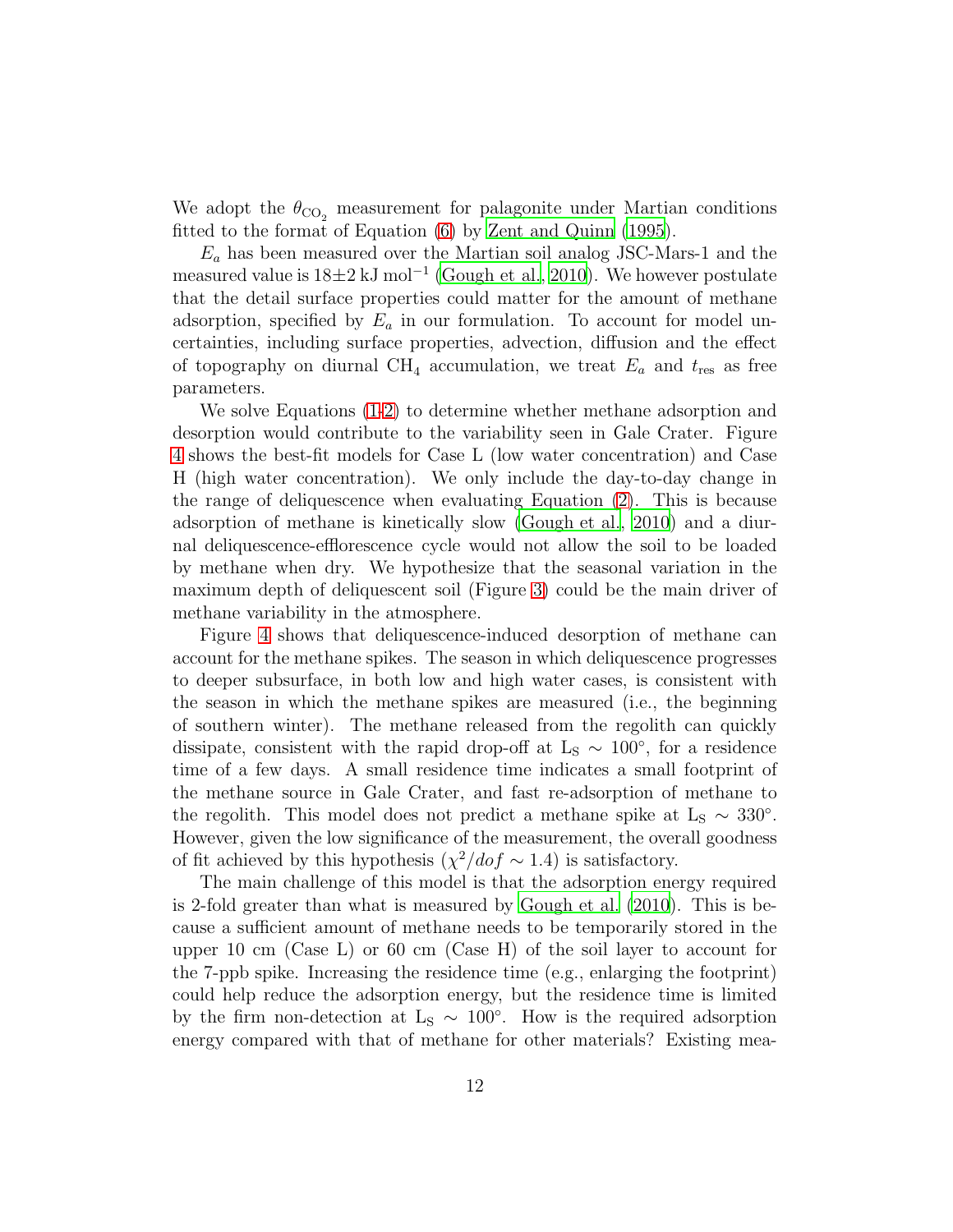We adopt the $\theta_{CO_2}$ measurement for palagonite under Martian conditions fitted to the format of Equation (6) by Zent and Quinn (1995).

$E_a$ has been measured over the Martian soil analog JSC-Mars-1 and the measured value is $18\pm2$ kJ mol$^{-1}$ (Gough et al., 2010). We however postulate that the detail surface properties could matter for the amount of methane adsorption, specified by $E_a$ in our formulation. To account for model uncertainties, including surface properties, advection, diffusion and the effect of topography on diurnal $CH_4$ accumulation, we treat $E_a$ and $t_{\rm res}$ as free parameters.

We solve Equations (1-2) to determine whether methane adsorption and desorption would contribute to the variability seen in Gale Crater. Figure 4 shows the best-fit models for Case L (low water concentration) and Case H (high water concentration). We only include the day-to-day change in the range of deliquescence when evaluating Equation (2). This is because adsorption of methane is kinetically slow (Gough et al., 2010) and a diurnal deliquescence-efflorescence cycle would not allow the soil to be loaded by methane when dry. We hypothesize that the seasonal variation in the maximum depth of deliquescent soil (Figure 3) could be the main driver of methane variability in the atmosphere.

Figure 4 shows that deliquescence-induced desorption of methane can account for the methane spikes. The season in which deliquescence progresses to deeper subsurface, in both low and high water cases, is consistent with the season in which the methane spikes are measured (i.e., the beginning of southern winter). The methane released from the regolith can quickly dissipate, consistent with the rapid drop-off at $L_S \sim 100°$, for a residence time of a few days. A small residence time indicates a small footprint of the methane source in Gale Crater, and fast re-adsorption of methane to the regolith. This model does not predict a methane spike at $L_S \sim 330°$. However, given the low significance of the measurement, the overall goodness of fit achieved by this hypothesis ($\chi^2/dof \sim 1.4$) is satisfactory.

The main challenge of this model is that the adsorption energy required is 2-fold greater than what is measured by Gough et al. (2010). This is because a sufficient amount of methane needs to be temporarily stored in the upper 10 cm (Case L) or 60 cm (Case H) of the soil layer to account for the 7-ppb spike. Increasing the residence time (e.g., enlarging the footprint) could help reduce the adsorption energy, but the residence time is limited by the firm non-detection at $L_S \sim 100°$. How is the required adsorption energy compared with that of methane for other materials? Existing mea-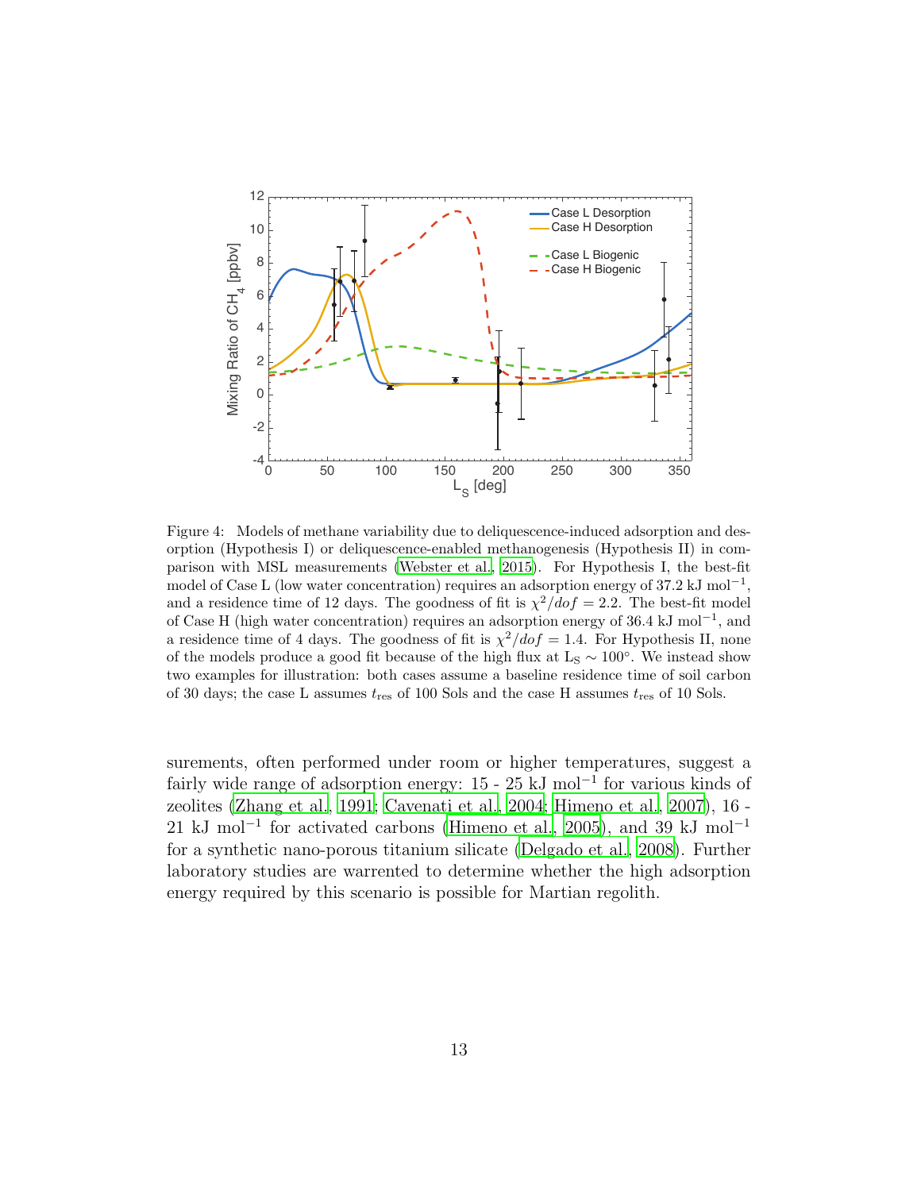Figure 4: Models of methane variability due to deliquescence-induced adsorption and desorption (Hypothesis I) or deliquescence-enabled methanogenesis (Hypothesis II) in comparison with MSL measurements (Webster et al., 2015). For Hypothesis I, the best-fit model of Case L (low water concentration) requires an adsorption energy of 37.2 kJ mol$^{-1}$, and a residence time of 12 days. The goodness of fit is $\chi^2/dof = 2.2$. The best-fit model of Case H (high water concentration) requires an adsorption energy of 36.4 kJ mol$^{-1}$, and a residence time of 4 days. The goodness of fit is $\chi^2/dof = 1.4$. For Hypothesis II, none of the models produce a good fit because of the high flux at $L_S \sim 100°$. We instead show two examples for illustration: both cases assume a baseline residence time of soil carbon of 30 days; the case L assumes $t_{res}$ of 100 Sols and the case H assumes $t_{res}$ of 10 Sols.

surements, often performed under room or higher temperatures, suggest a fairly wide range of adsorption energy: 15 - 25 kJ mol$^{-1}$ for various kinds of zeolites (Zhang et al., 1991; Cavenati et al., 2004; Himeno et al., 2007), 16 - 21 kJ mol$^{-1}$ for activated carbons (Himeno et al., 2005), and 39 kJ mol$^{-1}$ for a synthetic nano-porous titanium silicate (Delgado et al., 2008). Further laboratory studies are warrented to determine whether the high adsorption energy required by this scenario is possible for Martian regolith.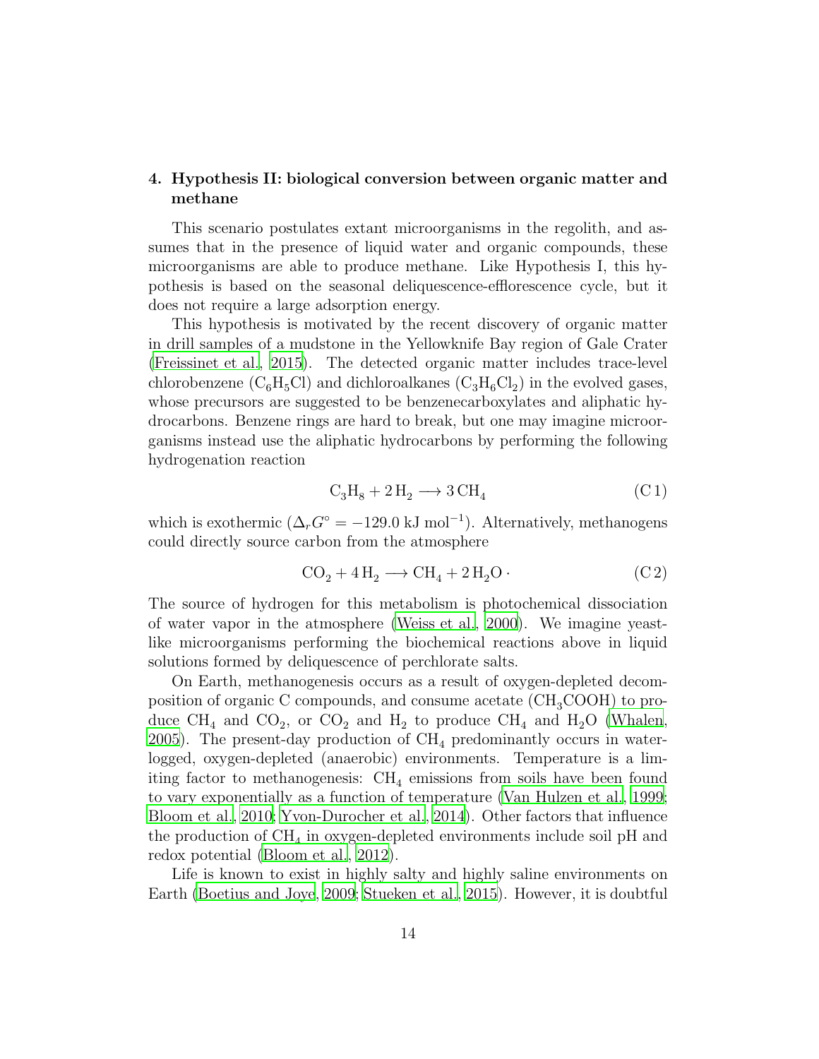## 4. Hypothesis II: biological conversion between organic matter and methane

This scenario postulates extant microorganisms in the regolith, and assumes that in the presence of liquid water and organic compounds, these microorganisms are able to produce methane. Like Hypothesis I, this hypothesis is based on the seasonal deliquescence-efflorescence cycle, but it does not require a large adsorption energy.

This hypothesis is motivated by the recent discovery of organic matter in drill samples of a mudstone in the Yellowknife Bay region of Gale Crater (Freissinet et al., 2015). The detected organic matter includes trace-level chlorobenzene ($C_6H_5Cl$) and dichloroalkanes ($C_3H_6Cl_2$) in the evolved gases, whose precursors are suggested to be benzenecarboxylates and aliphatic hydrocarbons. Benzene rings are hard to break, but one may imagine microorganisms instead use the aliphatic hydrocarbons by performing the following hydrogenation reaction

$$C_3H_8 + 2\,H_2 \longrightarrow 3\,CH_4 \tag{C 1}$$

which is exothermic ($\Delta_r G^\circ = -129.0$ kJ mol$^{-1}$). Alternatively, methanogens could directly source carbon from the atmosphere

$$CO_2 + 4\,H_2 \longrightarrow CH_4 + 2\,H_2O\,\cdot \tag{C 2}$$

The source of hydrogen for this metabolism is photochemical dissociation of water vapor in the atmosphere (Weiss et al., 2000). We imagine yeast-like microorganisms performing the biochemical reactions above in liquid solutions formed by deliquescence of perchlorate salts.

On Earth, methanogenesis occurs as a result of oxygen-depleted decomposition of organic C compounds, and consume acetate ($CH_3COOH$) to produce $CH_4$ and $CO_2$, or $CO_2$ and $H_2$ to produce $CH_4$ and $H_2O$ (Whalen, 2005). The present-day production of $CH_4$ predominantly occurs in water-logged, oxygen-depleted (anaerobic) environments. Temperature is a limiting factor to methanogenesis: $CH_4$ emissions from soils have been found to vary exponentially as a function of temperature (Van Hulzen et al., 1999; Bloom et al., 2010; Yvon-Durocher et al., 2014). Other factors that influence the production of $CH_4$ in oxygen-depleted environments include soil pH and redox potential (Bloom et al., 2012).

Life is known to exist in highly salty and highly saline environments on Earth (Boetius and Joye, 2009; Stueken et al., 2015). However, it is doubtful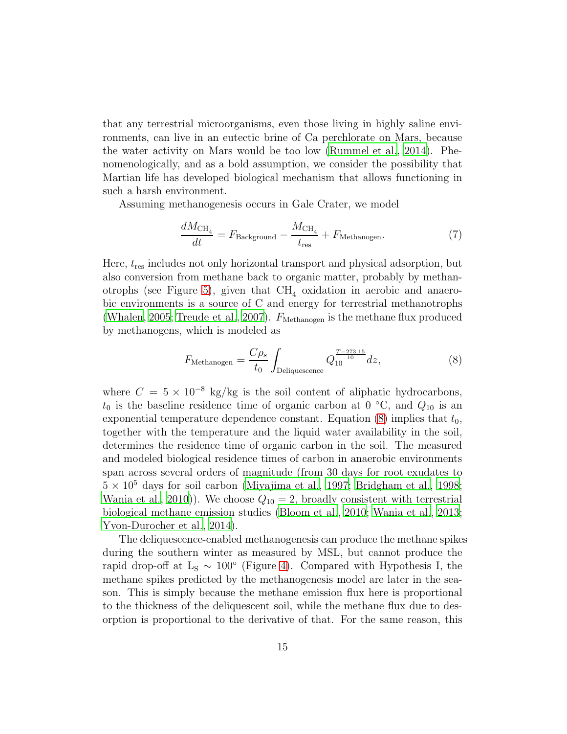that any terrestrial microorganisms, even those living in highly saline environments, can live in an eutectic brine of Ca perchlorate on Mars, because the water activity on Mars would be too low (Rummel et al., 2014). Phenomenologically, and as a bold assumption, we consider the possibility that Martian life has developed biological mechanism that allows functioning in such a harsh environment.

Assuming methanogenesis occurs in Gale Crater, we model

$$\frac{dM_{\mathrm{CH_4}}}{dt} = F_{\mathrm{Background}} - \frac{M_{\mathrm{CH_4}}}{t_{\mathrm{res}}} + F_{\mathrm{Methanogen}}. \tag{7}$$

Here, $t_{\mathrm{res}}$ includes not only horizontal transport and physical adsorption, but also conversion from methane back to organic matter, probably by methanotrophs (see Figure 5), given that $CH_4$ oxidation in aerobic and anaerobic environments is a source of C and energy for terrestrial methanotrophs (Whalen, 2005; Treude et al., 2007). $F_{\mathrm{Methanogen}}$ is the methane flux produced by methanogens, which is modeled as

$$F_{\mathrm{Methanogen}} = \frac{C\rho_s}{t_0} \int_{\mathrm{Deliquescence}} Q_{10}^{\frac{T-273.15}{10}} dz, \tag{8}$$

where $C = 5 \times 10^{-8}$ kg/kg is the soil content of aliphatic hydrocarbons, $t_0$ is the baseline residence time of organic carbon at 0 °C, and $Q_{10}$ is an exponential temperature dependence constant. Equation (8) implies that $t_0$, together with the temperature and the liquid water availability in the soil, determines the residence time of organic carbon in the soil. The measured and modeled biological residence times of carbon in anaerobic environments span across several orders of magnitude (from 30 days for root exudates to $5 \times 10^5$ days for soil carbon (Miyajima et al., 1997; Bridgham et al., 1998; Wania et al., 2010)). We choose $Q_{10} = 2$, broadly consistent with terrestrial biological methane emission studies (Bloom et al., 2010; Wania et al., 2013; Yvon-Durocher et al., 2014).

The deliquescence-enabled methanogenesis can produce the methane spikes during the southern winter as measured by MSL, but cannot produce the rapid drop-off at $\mathrm{L_S} \sim 100°$ (Figure 4). Compared with Hypothesis I, the methane spikes predicted by the methanogenesis model are later in the season. This is simply because the methane emission flux here is proportional to the thickness of the deliquescent soil, while the methane flux due to desorption is proportional to the derivative of that. For the same reason, this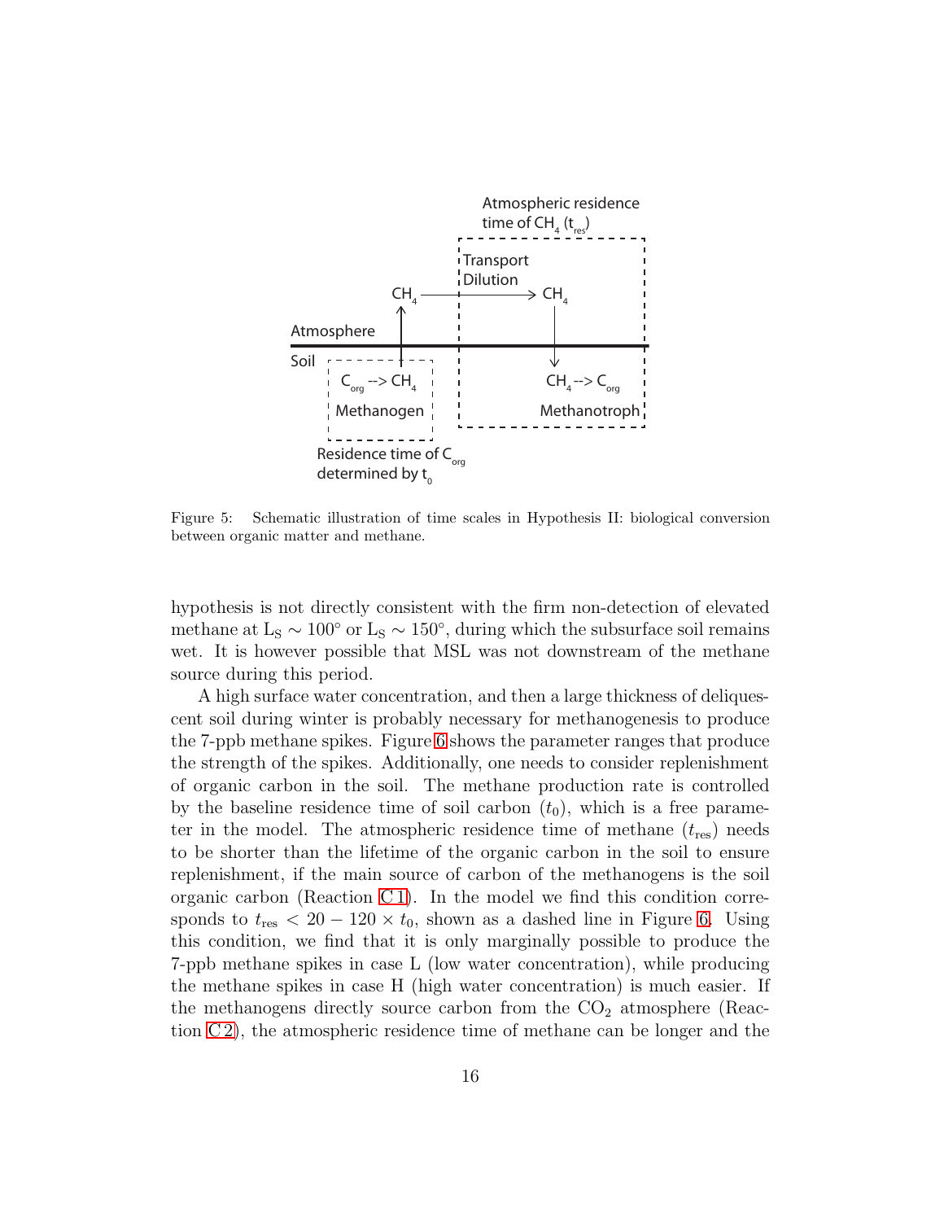Figure 5: Schematic illustration of time scales in Hypothesis II: biological conversion between organic matter and methane.

hypothesis is not directly consistent with the firm non-detection of elevated methane at $L_S \sim 100^\circ$ or $L_S \sim 150^\circ$, during which the subsurface soil remains wet. It is however possible that MSL was not downstream of the methane source during this period.

A high surface water concentration, and then a large thickness of deliquescent soil during winter is probably necessary for methanogenesis to produce the 7-ppb methane spikes. Figure 6 shows the parameter ranges that produce the strength of the spikes. Additionally, one needs to consider replenishment of organic carbon in the soil. The methane production rate is controlled by the baseline residence time of soil carbon ($t_0$), which is a free parameter in the model. The atmospheric residence time of methane ($t_{\rm res}$) needs to be shorter than the lifetime of the organic carbon in the soil to ensure replenishment, if the main source of carbon of the methanogens is the soil organic carbon (Reaction C1). In the model we find this condition corresponds to $t_{\rm res} < 20 - 120 \times t_0$, shown as a dashed line in Figure 6. Using this condition, we find that it is only marginally possible to produce the 7-ppb methane spikes in case L (low water concentration), while producing the methane spikes in case H (high water concentration) is much easier. If the methanogens directly source carbon from the $CO_2$ atmosphere (Reaction C2), the atmospheric residence time of methane can be longer and the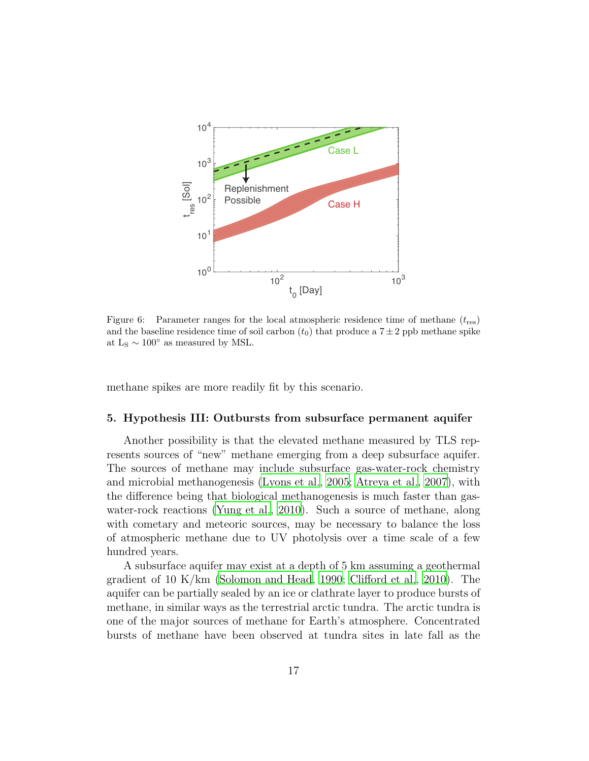Figure 6: Parameter ranges for the local atmospheric residence time of methane ($t_{res}$) and the baseline residence time of soil carbon ($t_0$) that produce a $7 \pm 2$ ppb methane spike at $L_S \sim 100°$ as measured by MSL.

methane spikes are more readily fit by this scenario.

## 5. Hypothesis III: Outbursts from subsurface permanent aquifer

Another possibility is that the elevated methane measured by TLS represents sources of "new" methane emerging from a deep subsurface aquifer. The sources of methane may include subsurface gas-water-rock chemistry and microbial methanogenesis (Lyons et al., 2005; Atreya et al., 2007), with the difference being that biological methanogenesis is much faster than gas-water-rock reactions (Yung et al., 2010). Such a source of methane, along with cometary and meteoric sources, may be necessary to balance the loss of atmospheric methane due to UV photolysis over a time scale of a few hundred years.

A subsurface aquifer may exist at a depth of 5 km assuming a geothermal gradient of 10 K/km (Solomon and Head, 1990; Clifford et al., 2010). The aquifer can be partially sealed by an ice or clathrate layer to produce bursts of methane, in similar ways as the terrestrial arctic tundra. The arctic tundra is one of the major sources of methane for Earth's atmosphere. Concentrated bursts of methane have been observed at tundra sites in late fall as the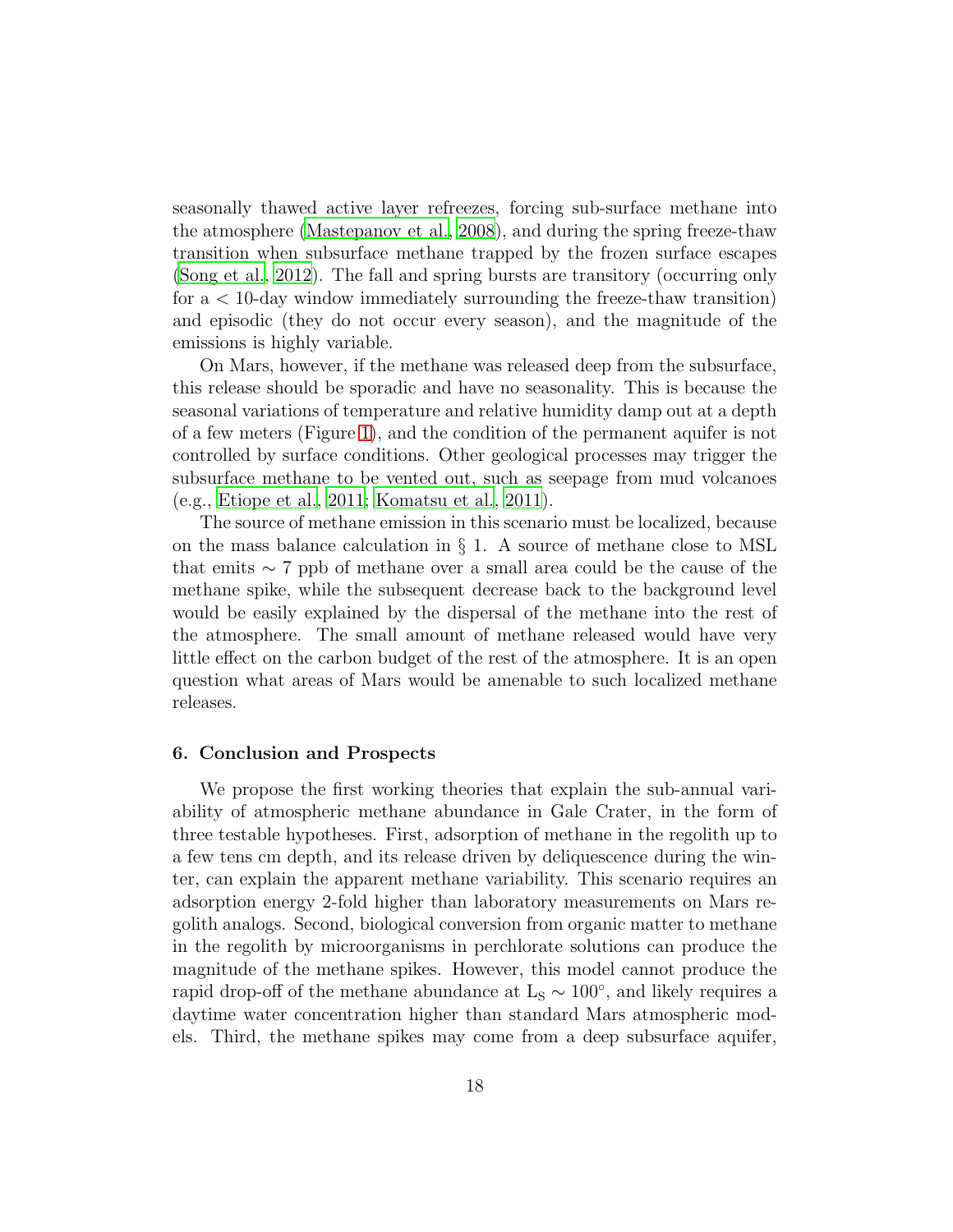seasonally thawed active layer refreezes, forcing sub-surface methane into the atmosphere (Mastepanov et al., 2008), and during the spring freeze-thaw transition when subsurface methane trapped by the frozen surface escapes (Song et al., 2012). The fall and spring bursts are transitory (occurring only for a < 10-day window immediately surrounding the freeze-thaw transition) and episodic (they do not occur every season), and the magnitude of the emissions is highly variable.

On Mars, however, if the methane was released deep from the subsurface, this release should be sporadic and have no seasonality. This is because the seasonal variations of temperature and relative humidity damp out at a depth of a few meters (Figure 1), and the condition of the permanent aquifer is not controlled by surface conditions. Other geological processes may trigger the subsurface methane to be vented out, such as seepage from mud volcanoes (e.g., Etiope et al., 2011; Komatsu et al., 2011).

The source of methane emission in this scenario must be localized, because on the mass balance calculation in § 1. A source of methane close to MSL that emits $\sim$ 7 ppb of methane over a small area could be the cause of the methane spike, while the subsequent decrease back to the background level would be easily explained by the dispersal of the methane into the rest of the atmosphere. The small amount of methane released would have very little effect on the carbon budget of the rest of the atmosphere. It is an open question what areas of Mars would be amenable to such localized methane releases.

## 6. Conclusion and Prospects

We propose the first working theories that explain the sub-annual variability of atmospheric methane abundance in Gale Crater, in the form of three testable hypotheses. First, adsorption of methane in the regolith up to a few tens cm depth, and its release driven by deliquescence during the winter, can explain the apparent methane variability. This scenario requires an adsorption energy 2-fold higher than laboratory measurements on Mars regolith analogs. Second, biological conversion from organic matter to methane in the regolith by microorganisms in perchlorate solutions can produce the magnitude of the methane spikes. However, this model cannot produce the rapid drop-off of the methane abundance at $L_S \sim 100°$, and likely requires a daytime water concentration higher than standard Mars atmospheric models. Third, the methane spikes may come from a deep subsurface aquifer,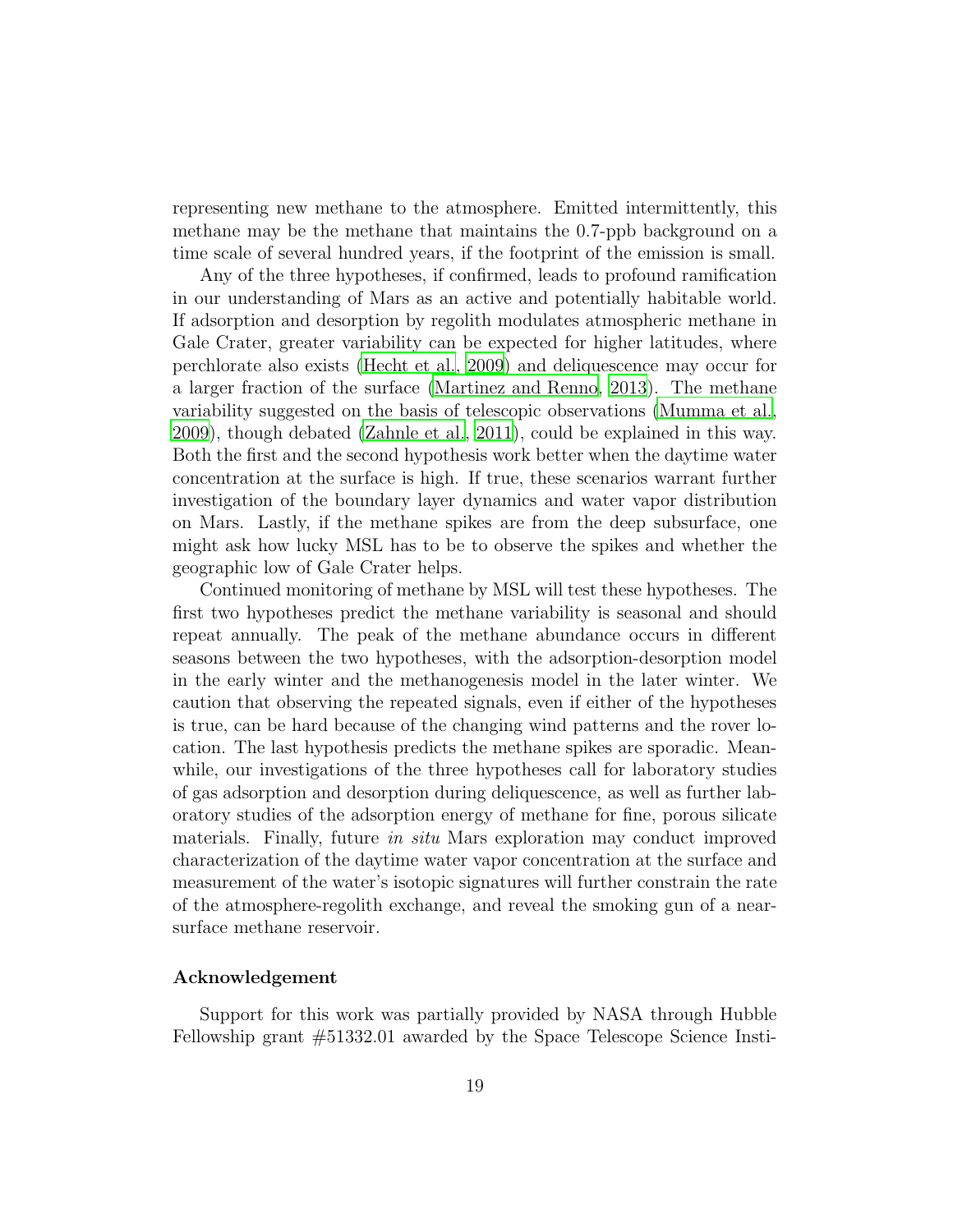representing new methane to the atmosphere. Emitted intermittently, this methane may be the methane that maintains the 0.7-ppb background on a time scale of several hundred years, if the footprint of the emission is small.

Any of the three hypotheses, if confirmed, leads to profound ramification in our understanding of Mars as an active and potentially habitable world. If adsorption and desorption by regolith modulates atmospheric methane in Gale Crater, greater variability can be expected for higher latitudes, where perchlorate also exists (Hecht et al., 2009) and deliquescence may occur for a larger fraction of the surface (Martinez and Renno, 2013). The methane variability suggested on the basis of telescopic observations (Mumma et al., 2009), though debated (Zahnle et al., 2011), could be explained in this way. Both the first and the second hypothesis work better when the daytime water concentration at the surface is high. If true, these scenarios warrant further investigation of the boundary layer dynamics and water vapor distribution on Mars. Lastly, if the methane spikes are from the deep subsurface, one might ask how lucky MSL has to be to observe the spikes and whether the geographic low of Gale Crater helps.

Continued monitoring of methane by MSL will test these hypotheses. The first two hypotheses predict the methane variability is seasonal and should repeat annually. The peak of the methane abundance occurs in different seasons between the two hypotheses, with the adsorption-desorption model in the early winter and the methanogenesis model in the later winter. We caution that observing the repeated signals, even if either of the hypotheses is true, can be hard because of the changing wind patterns and the rover location. The last hypothesis predicts the methane spikes are sporadic. Meanwhile, our investigations of the three hypotheses call for laboratory studies of gas adsorption and desorption during deliquescence, as well as further laboratory studies of the adsorption energy of methane for fine, porous silicate materials. Finally, future *in situ* Mars exploration may conduct improved characterization of the daytime water vapor concentration at the surface and measurement of the water's isotopic signatures will further constrain the rate of the atmosphere-regolith exchange, and reveal the smoking gun of a near-surface methane reservoir.

### Acknowledgement

Support for this work was partially provided by NASA through Hubble Fellowship grant #51332.01 awarded by the Space Telescope Science Insti-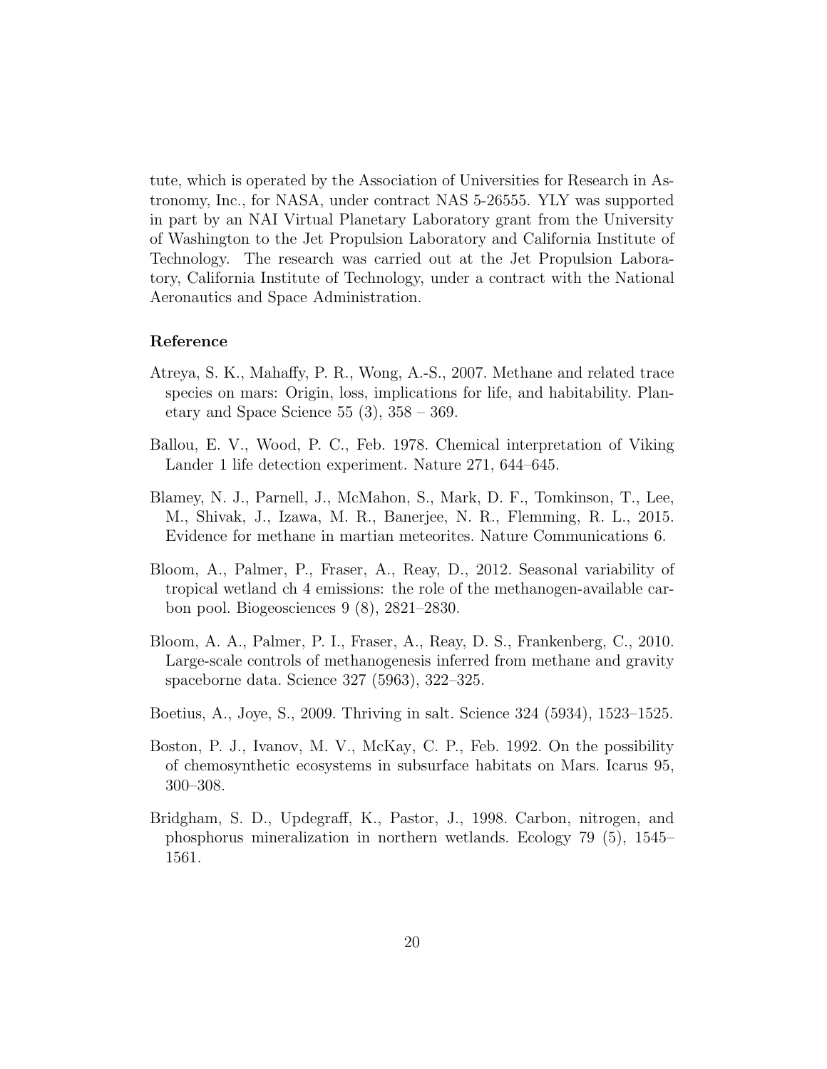tute, which is operated by the Association of Universities for Research in Astronomy, Inc., for NASA, under contract NAS 5-26555. YLY was supported in part by an NAI Virtual Planetary Laboratory grant from the University of Washington to the Jet Propulsion Laboratory and California Institute of Technology. The research was carried out at the Jet Propulsion Laboratory, California Institute of Technology, under a contract with the National Aeronautics and Space Administration.

### Reference

Atreya, S. K., Mahaffy, P. R., Wong, A.-S., 2007. Methane and related trace species on mars: Origin, loss, implications for life, and habitability. Planetary and Space Science 55 (3), 358 – 369.

Ballou, E. V., Wood, P. C., Feb. 1978. Chemical interpretation of Viking Lander 1 life detection experiment. Nature 271, 644–645.

Blamey, N. J., Parnell, J., McMahon, S., Mark, D. F., Tomkinson, T., Lee, M., Shivak, J., Izawa, M. R., Banerjee, N. R., Flemming, R. L., 2015. Evidence for methane in martian meteorites. Nature Communications 6.

Bloom, A., Palmer, P., Fraser, A., Reay, D., 2012. Seasonal variability of tropical wetland ch 4 emissions: the role of the methanogen-available carbon pool. Biogeosciences 9 (8), 2821–2830.

Bloom, A. A., Palmer, P. I., Fraser, A., Reay, D. S., Frankenberg, C., 2010. Large-scale controls of methanogenesis inferred from methane and gravity spaceborne data. Science 327 (5963), 322–325.

Boetius, A., Joye, S., 2009. Thriving in salt. Science 324 (5934), 1523–1525.

Boston, P. J., Ivanov, M. V., McKay, C. P., Feb. 1992. On the possibility of chemosynthetic ecosystems in subsurface habitats on Mars. Icarus 95, 300–308.

Bridgham, S. D., Updegraff, K., Pastor, J., 1998. Carbon, nitrogen, and phosphorus mineralization in northern wetlands. Ecology 79 (5), 1545–1561.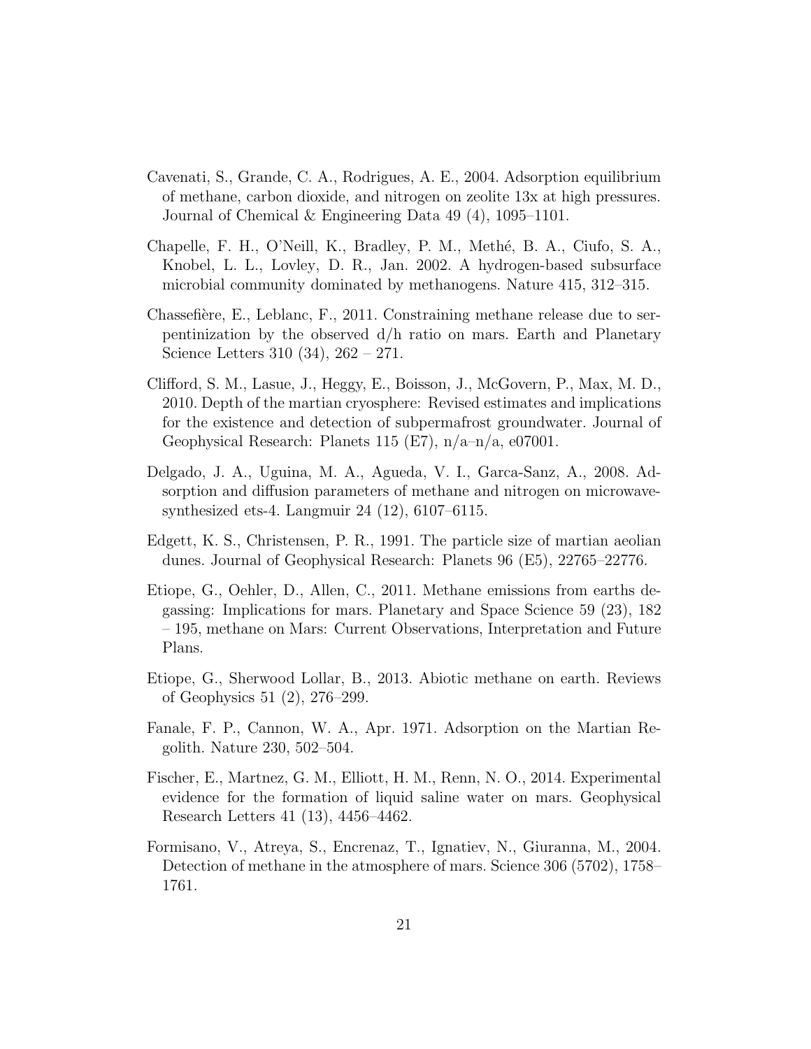Cavenati, S., Grande, C. A., Rodrigues, A. E., 2004. Adsorption equilibrium of methane, carbon dioxide, and nitrogen on zeolite 13x at high pressures. Journal of Chemical & Engineering Data 49 (4), 1095–1101.

Chapelle, F. H., O'Neill, K., Bradley, P. M., Methé, B. A., Ciufo, S. A., Knobel, L. L., Lovley, D. R., Jan. 2002. A hydrogen-based subsurface microbial community dominated by methanogens. Nature 415, 312–315.

Chassefière, E., Leblanc, F., 2011. Constraining methane release due to serpentinization by the observed d/h ratio on mars. Earth and Planetary Science Letters 310 (34), 262 – 271.

Clifford, S. M., Lasue, J., Heggy, E., Boisson, J., McGovern, P., Max, M. D., 2010. Depth of the martian cryosphere: Revised estimates and implications for the existence and detection of subpermafrost groundwater. Journal of Geophysical Research: Planets 115 (E7), n/a–n/a, e07001.

Delgado, J. A., Uguina, M. A., Agueda, V. I., Garca-Sanz, A., 2008. Adsorption and diffusion parameters of methane and nitrogen on microwave-synthesized ets-4. Langmuir 24 (12), 6107–6115.

Edgett, K. S., Christensen, P. R., 1991. The particle size of martian aeolian dunes. Journal of Geophysical Research: Planets 96 (E5), 22765–22776.

Etiope, G., Oehler, D., Allen, C., 2011. Methane emissions from earths degassing: Implications for mars. Planetary and Space Science 59 (23), 182 – 195, methane on Mars: Current Observations, Interpretation and Future Plans.

Etiope, G., Sherwood Lollar, B., 2013. Abiotic methane on earth. Reviews of Geophysics 51 (2), 276–299.

Fanale, F. P., Cannon, W. A., Apr. 1971. Adsorption on the Martian Regolith. Nature 230, 502–504.

Fischer, E., Martnez, G. M., Elliott, H. M., Renn, N. O., 2014. Experimental evidence for the formation of liquid saline water on mars. Geophysical Research Letters 41 (13), 4456–4462.

Formisano, V., Atreya, S., Encrenaz, T., Ignatiev, N., Giuranna, M., 2004. Detection of methane in the atmosphere of mars. Science 306 (5702), 1758–1761.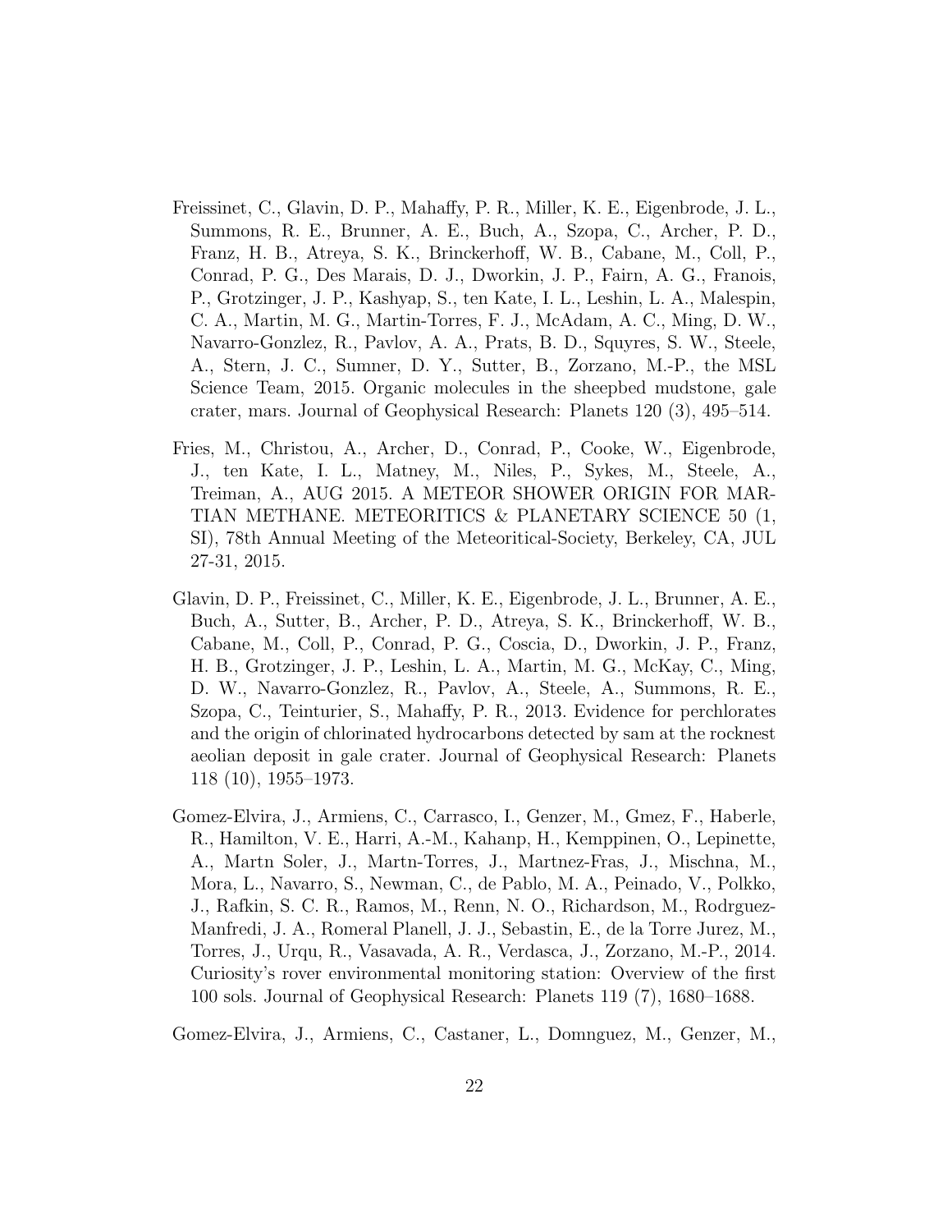Freissinet, C., Glavin, D. P., Mahaffy, P. R., Miller, K. E., Eigenbrode, J. L., Summons, R. E., Brunner, A. E., Buch, A., Szopa, C., Archer, P. D., Franz, H. B., Atreya, S. K., Brinckerhoff, W. B., Cabane, M., Coll, P., Conrad, P. G., Des Marais, D. J., Dworkin, J. P., Fairn, A. G., Franois, P., Grotzinger, J. P., Kashyap, S., ten Kate, I. L., Leshin, L. A., Malespin, C. A., Martin, M. G., Martin-Torres, F. J., McAdam, A. C., Ming, D. W., Navarro-Gonzlez, R., Pavlov, A. A., Prats, B. D., Squyres, S. W., Steele, A., Stern, J. C., Sumner, D. Y., Sutter, B., Zorzano, M.-P., the MSL Science Team, 2015. Organic molecules in the sheepbed mudstone, gale crater, mars. Journal of Geophysical Research: Planets 120 (3), 495–514.

Fries, M., Christou, A., Archer, D., Conrad, P., Cooke, W., Eigenbrode, J., ten Kate, I. L., Matney, M., Niles, P., Sykes, M., Steele, A., Treiman, A., AUG 2015. A METEOR SHOWER ORIGIN FOR MARTIAN METHANE. METEORITICS & PLANETARY SCIENCE 50 (1, SI), 78th Annual Meeting of the Meteoritical-Society, Berkeley, CA, JUL 27-31, 2015.

Glavin, D. P., Freissinet, C., Miller, K. E., Eigenbrode, J. L., Brunner, A. E., Buch, A., Sutter, B., Archer, P. D., Atreya, S. K., Brinckerhoff, W. B., Cabane, M., Coll, P., Conrad, P. G., Coscia, D., Dworkin, J. P., Franz, H. B., Grotzinger, J. P., Leshin, L. A., Martin, M. G., McKay, C., Ming, D. W., Navarro-Gonzlez, R., Pavlov, A., Steele, A., Summons, R. E., Szopa, C., Teinturier, S., Mahaffy, P. R., 2013. Evidence for perchlorates and the origin of chlorinated hydrocarbons detected by sam at the rocknest aeolian deposit in gale crater. Journal of Geophysical Research: Planets 118 (10), 1955–1973.

Gomez-Elvira, J., Armiens, C., Carrasco, I., Genzer, M., Gmez, F., Haberle, R., Hamilton, V. E., Harri, A.-M., Kahanp, H., Kemppinen, O., Lepinette, A., Martn Soler, J., Martn-Torres, J., Martnez-Fras, J., Mischna, M., Mora, L., Navarro, S., Newman, C., de Pablo, M. A., Peinado, V., Polkko, J., Rafkin, S. C. R., Ramos, M., Renn, N. O., Richardson, M., Rodrguez-Manfredi, J. A., Romeral Planell, J. J., Sebastin, E., de la Torre Jurez, M., Torres, J., Urqu, R., Vasavada, A. R., Verdasca, J., Zorzano, M.-P., 2014. Curiosity's rover environmental monitoring station: Overview of the first 100 sols. Journal of Geophysical Research: Planets 119 (7), 1680–1688.

Gomez-Elvira, J., Armiens, C., Castaner, L., Domnguez, M., Genzer, M.,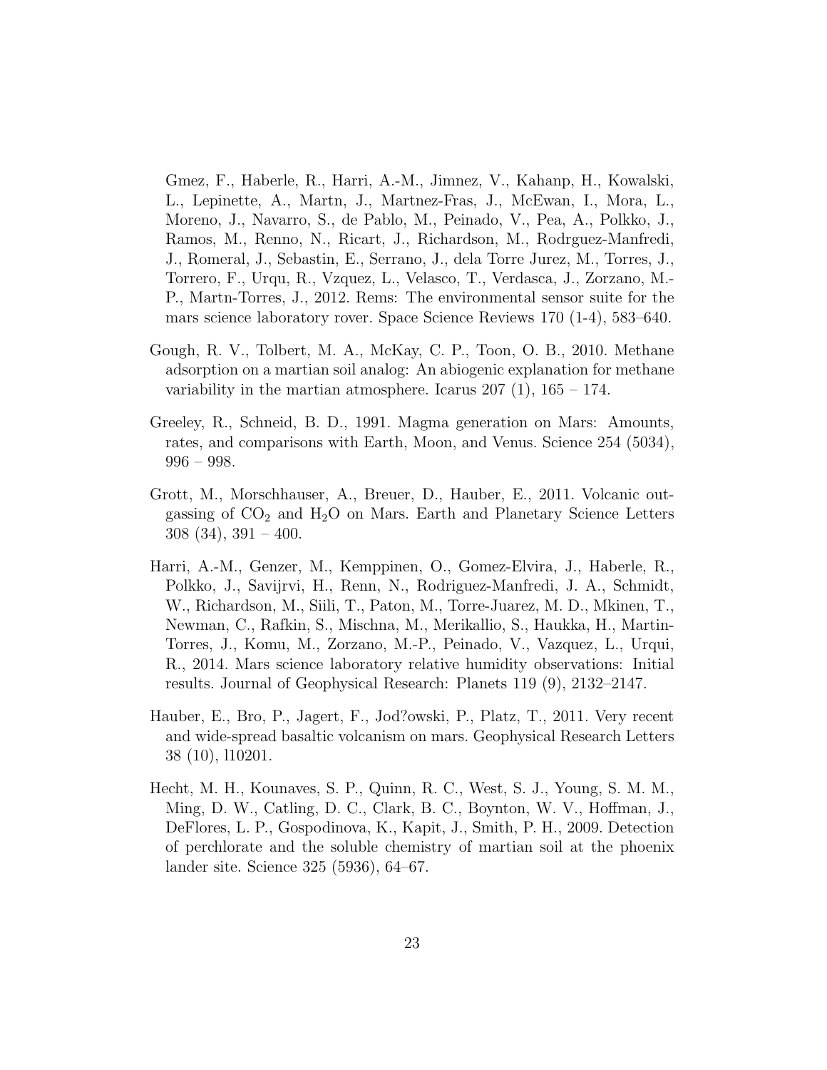Gmez, F., Haberle, R., Harri, A.-M., Jimnez, V., Kahanp, H., Kowalski, L., Lepinette, A., Martn, J., Martnez-Fras, J., McEwan, I., Mora, L., Moreno, J., Navarro, S., de Pablo, M., Peinado, V., Pea, A., Polkko, J., Ramos, M., Renno, N., Ricart, J., Richardson, M., Rodrguez-Manfredi, J., Romeral, J., Sebastin, E., Serrano, J., dela Torre Jurez, M., Torres, J., Torrero, F., Urqu, R., Vzquez, L., Velasco, T., Verdasca, J., Zorzano, M.-P., Martn-Torres, J., 2012. Rems: The environmental sensor suite for the mars science laboratory rover. Space Science Reviews 170 (1-4), 583–640.

Gough, R. V., Tolbert, M. A., McKay, C. P., Toon, O. B., 2010. Methane adsorption on a martian soil analog: An abiogenic explanation for methane variability in the martian atmosphere. Icarus 207 (1), 165 – 174.

Greeley, R., Schneid, B. D., 1991. Magma generation on Mars: Amounts, rates, and comparisons with Earth, Moon, and Venus. Science 254 (5034), 996 – 998.

Grott, M., Morschhauser, A., Breuer, D., Hauber, E., 2011. Volcanic outgassing of $CO_2$ and $H_2O$ on Mars. Earth and Planetary Science Letters 308 (34), 391 – 400.

Harri, A.-M., Genzer, M., Kemppinen, O., Gomez-Elvira, J., Haberle, R., Polkko, J., Savijrvi, H., Renn, N., Rodriguez-Manfredi, J. A., Schmidt, W., Richardson, M., Siili, T., Paton, M., Torre-Juarez, M. D., Mkinen, T., Newman, C., Rafkin, S., Mischna, M., Merikallio, S., Haukka, H., Martin-Torres, J., Komu, M., Zorzano, M.-P., Peinado, V., Vazquez, L., Urqui, R., 2014. Mars science laboratory relative humidity observations: Initial results. Journal of Geophysical Research: Planets 119 (9), 2132–2147.

Hauber, E., Bro, P., Jagert, F., Jod?owski, P., Platz, T., 2011. Very recent and wide-spread basaltic volcanism on mars. Geophysical Research Letters 38 (10), l10201.

Hecht, M. H., Kounaves, S. P., Quinn, R. C., West, S. J., Young, S. M. M., Ming, D. W., Catling, D. C., Clark, B. C., Boynton, W. V., Hoffman, J., DeFlores, L. P., Gospodinova, K., Kapit, J., Smith, P. H., 2009. Detection of perchlorate and the soluble chemistry of martian soil at the phoenix lander site. Science 325 (5936), 64–67.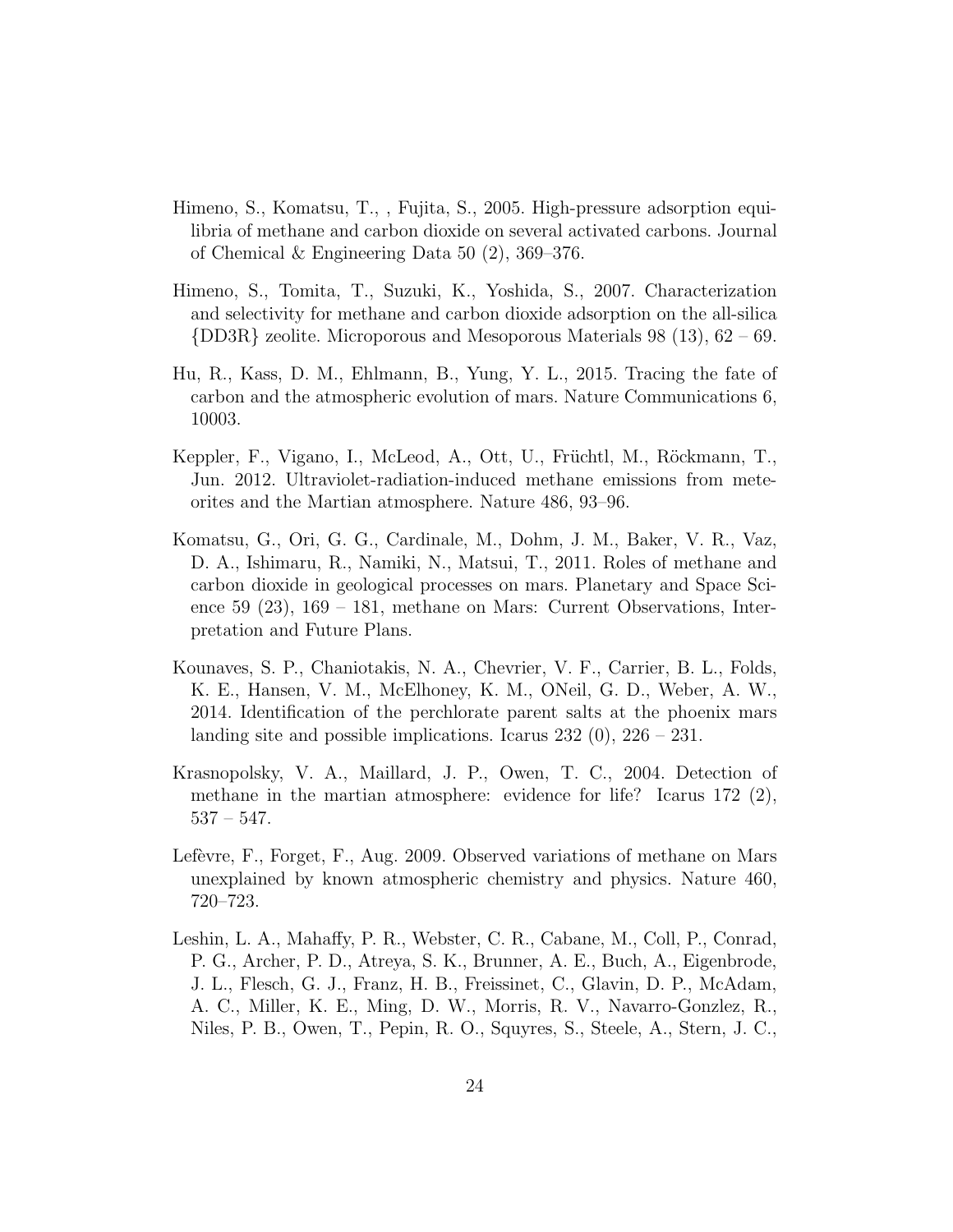Himeno, S., Komatsu, T., , Fujita, S., 2005. High-pressure adsorption equilibria of methane and carbon dioxide on several activated carbons. Journal of Chemical & Engineering Data 50 (2), 369–376.

Himeno, S., Tomita, T., Suzuki, K., Yoshida, S., 2007. Characterization and selectivity for methane and carbon dioxide adsorption on the all-silica {DD3R} zeolite. Microporous and Mesoporous Materials 98 (13), 62 – 69.

Hu, R., Kass, D. M., Ehlmann, B., Yung, Y. L., 2015. Tracing the fate of carbon and the atmospheric evolution of mars. Nature Communications 6, 10003.

Keppler, F., Vigano, I., McLeod, A., Ott, U., Früchtl, M., Röckmann, T., Jun. 2012. Ultraviolet-radiation-induced methane emissions from meteorites and the Martian atmosphere. Nature 486, 93–96.

Komatsu, G., Ori, G. G., Cardinale, M., Dohm, J. M., Baker, V. R., Vaz, D. A., Ishimaru, R., Namiki, N., Matsui, T., 2011. Roles of methane and carbon dioxide in geological processes on mars. Planetary and Space Science 59 (23), 169 – 181, methane on Mars: Current Observations, Interpretation and Future Plans.

Kounaves, S. P., Chaniotakis, N. A., Chevrier, V. F., Carrier, B. L., Folds, K. E., Hansen, V. M., McElhoney, K. M., ONeil, G. D., Weber, A. W., 2014. Identification of the perchlorate parent salts at the phoenix mars landing site and possible implications. Icarus 232 (0), 226 – 231.

Krasnopolsky, V. A., Maillard, J. P., Owen, T. C., 2004. Detection of methane in the martian atmosphere: evidence for life? Icarus 172 (2), 537 – 547.

Lefèvre, F., Forget, F., Aug. 2009. Observed variations of methane on Mars unexplained by known atmospheric chemistry and physics. Nature 460, 720–723.

Leshin, L. A., Mahaffy, P. R., Webster, C. R., Cabane, M., Coll, P., Conrad, P. G., Archer, P. D., Atreya, S. K., Brunner, A. E., Buch, A., Eigenbrode, J. L., Flesch, G. J., Franz, H. B., Freissinet, C., Glavin, D. P., McAdam, A. C., Miller, K. E., Ming, D. W., Morris, R. V., Navarro-Gonzlez, R., Niles, P. B., Owen, T., Pepin, R. O., Squyres, S., Steele, A., Stern, J. C.,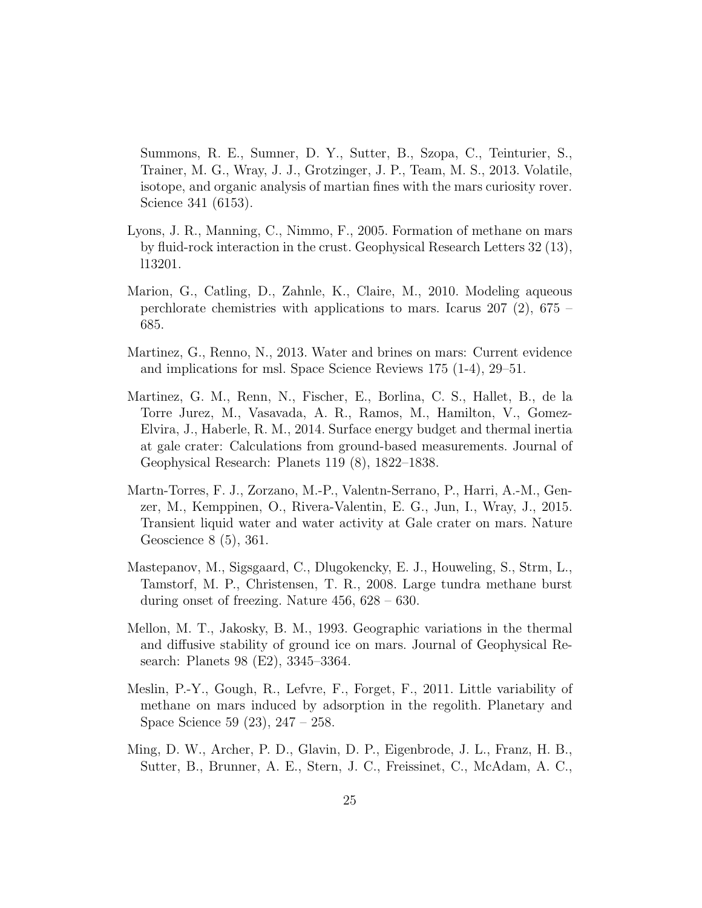Summons, R. E., Sumner, D. Y., Sutter, B., Szopa, C., Teinturier, S., Trainer, M. G., Wray, J. J., Grotzinger, J. P., Team, M. S., 2013. Volatile, isotope, and organic analysis of martian fines with the mars curiosity rover. Science 341 (6153).

Lyons, J. R., Manning, C., Nimmo, F., 2005. Formation of methane on mars by fluid-rock interaction in the crust. Geophysical Research Letters 32 (13), l13201.

Marion, G., Catling, D., Zahnle, K., Claire, M., 2010. Modeling aqueous perchlorate chemistries with applications to mars. Icarus 207 (2), 675 – 685.

Martinez, G., Renno, N., 2013. Water and brines on mars: Current evidence and implications for msl. Space Science Reviews 175 (1-4), 29–51.

Martinez, G. M., Renn, N., Fischer, E., Borlina, C. S., Hallet, B., de la Torre Jurez, M., Vasavada, A. R., Ramos, M., Hamilton, V., Gomez-Elvira, J., Haberle, R. M., 2014. Surface energy budget and thermal inertia at gale crater: Calculations from ground-based measurements. Journal of Geophysical Research: Planets 119 (8), 1822–1838.

Martn-Torres, F. J., Zorzano, M.-P., Valentn-Serrano, P., Harri, A.-M., Genzer, M., Kemppinen, O., Rivera-Valentin, E. G., Jun, I., Wray, J., 2015. Transient liquid water and water activity at Gale crater on mars. Nature Geoscience 8 (5), 361.

Mastepanov, M., Sigsgaard, C., Dlugokencky, E. J., Houweling, S., Strm, L., Tamstorf, M. P., Christensen, T. R., 2008. Large tundra methane burst during onset of freezing. Nature 456, 628 – 630.

Mellon, M. T., Jakosky, B. M., 1993. Geographic variations in the thermal and diffusive stability of ground ice on mars. Journal of Geophysical Research: Planets 98 (E2), 3345–3364.

Meslin, P.-Y., Gough, R., Lefvre, F., Forget, F., 2011. Little variability of methane on mars induced by adsorption in the regolith. Planetary and Space Science 59 (23), 247 – 258.

Ming, D. W., Archer, P. D., Glavin, D. P., Eigenbrode, J. L., Franz, H. B., Sutter, B., Brunner, A. E., Stern, J. C., Freissinet, C., McAdam, A. C.,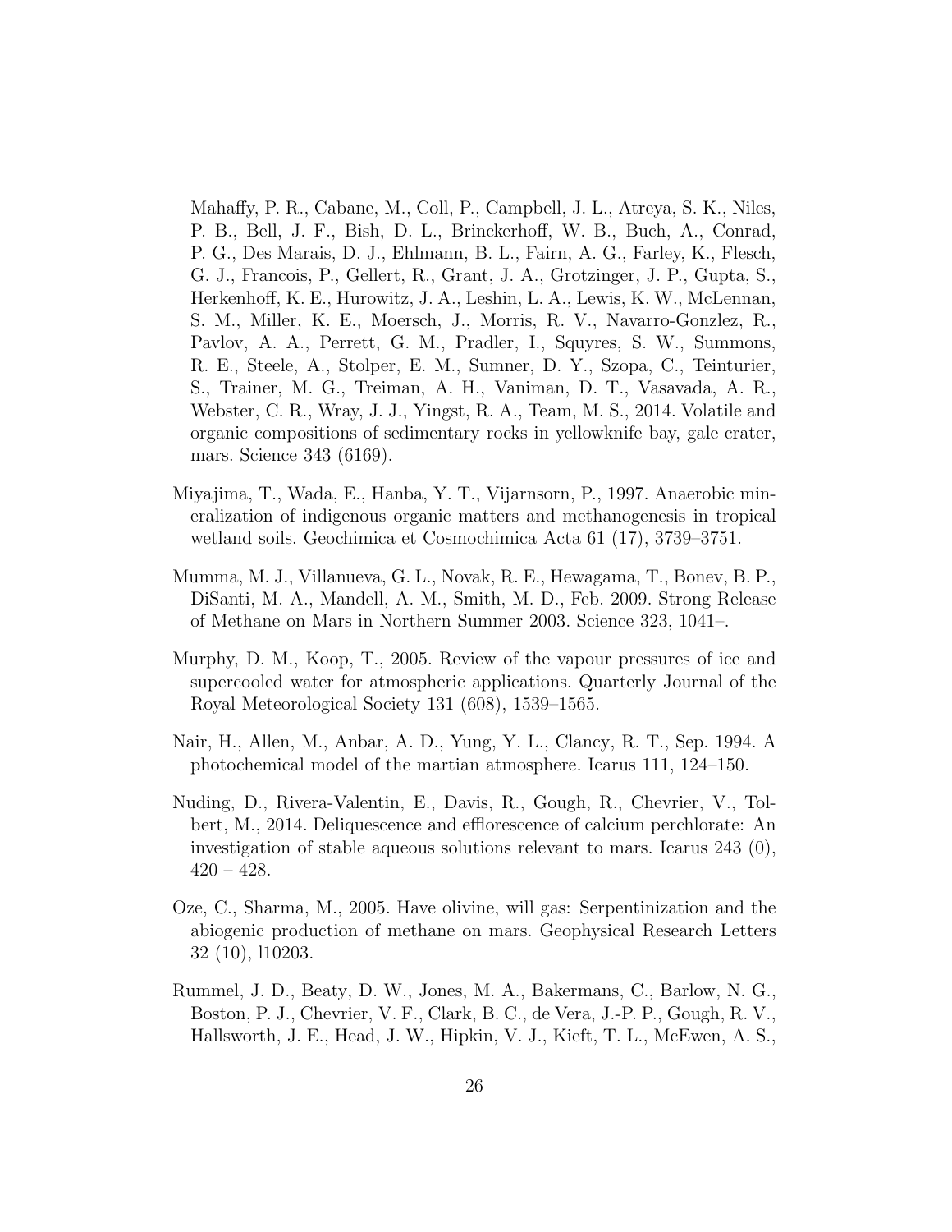Mahaffy, P. R., Cabane, M., Coll, P., Campbell, J. L., Atreya, S. K., Niles, P. B., Bell, J. F., Bish, D. L., Brinckerhoff, W. B., Buch, A., Conrad, P. G., Des Marais, D. J., Ehlmann, B. L., Fairn, A. G., Farley, K., Flesch, G. J., Francois, P., Gellert, R., Grant, J. A., Grotzinger, J. P., Gupta, S., Herkenhoff, K. E., Hurowitz, J. A., Leshin, L. A., Lewis, K. W., McLennan, S. M., Miller, K. E., Moersch, J., Morris, R. V., Navarro-Gonzlez, R., Pavlov, A. A., Perrett, G. M., Pradler, I., Squyres, S. W., Summons, R. E., Steele, A., Stolper, E. M., Sumner, D. Y., Szopa, C., Teinturier, S., Trainer, M. G., Treiman, A. H., Vaniman, D. T., Vasavada, A. R., Webster, C. R., Wray, J. J., Yingst, R. A., Team, M. S., 2014. Volatile and organic compositions of sedimentary rocks in yellowknife bay, gale crater, mars. Science 343 (6169).

Miyajima, T., Wada, E., Hanba, Y. T., Vijarnsorn, P., 1997. Anaerobic mineralization of indigenous organic matters and methanogenesis in tropical wetland soils. Geochimica et Cosmochimica Acta 61 (17), 3739–3751.

Mumma, M. J., Villanueva, G. L., Novak, R. E., Hewagama, T., Bonev, B. P., DiSanti, M. A., Mandell, A. M., Smith, M. D., Feb. 2009. Strong Release of Methane on Mars in Northern Summer 2003. Science 323, 1041–.

Murphy, D. M., Koop, T., 2005. Review of the vapour pressures of ice and supercooled water for atmospheric applications. Quarterly Journal of the Royal Meteorological Society 131 (608), 1539–1565.

Nair, H., Allen, M., Anbar, A. D., Yung, Y. L., Clancy, R. T., Sep. 1994. A photochemical model of the martian atmosphere. Icarus 111, 124–150.

Nuding, D., Rivera-Valentin, E., Davis, R., Gough, R., Chevrier, V., Tolbert, M., 2014. Deliquescence and efflorescence of calcium perchlorate: An investigation of stable aqueous solutions relevant to mars. Icarus 243 (0), 420 – 428.

Oze, C., Sharma, M., 2005. Have olivine, will gas: Serpentinization and the abiogenic production of methane on mars. Geophysical Research Letters 32 (10), l10203.

Rummel, J. D., Beaty, D. W., Jones, M. A., Bakermans, C., Barlow, N. G., Boston, P. J., Chevrier, V. F., Clark, B. C., de Vera, J.-P. P., Gough, R. V., Hallsworth, J. E., Head, J. W., Hipkin, V. J., Kieft, T. L., McEwen, A. S.,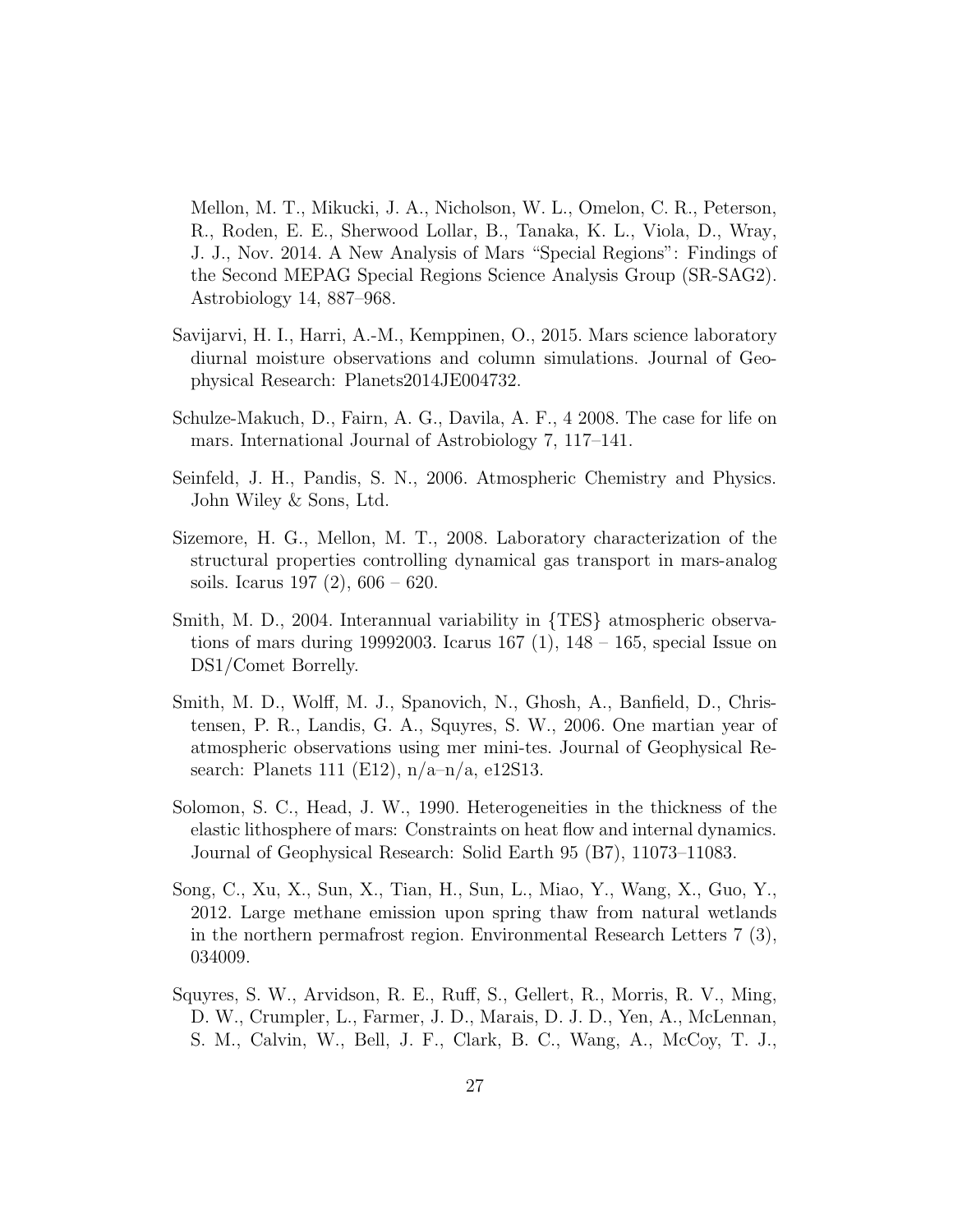Mellon, M. T., Mikucki, J. A., Nicholson, W. L., Omelon, C. R., Peterson, R., Roden, E. E., Sherwood Lollar, B., Tanaka, K. L., Viola, D., Wray, J. J., Nov. 2014. A New Analysis of Mars "Special Regions": Findings of the Second MEPAG Special Regions Science Analysis Group (SR-SAG2). Astrobiology 14, 887–968.

Savijarvi, H. I., Harri, A.-M., Kemppinen, O., 2015. Mars science laboratory diurnal moisture observations and column simulations. Journal of Geophysical Research: Planets2014JE004732.

Schulze-Makuch, D., Fairn, A. G., Davila, A. F., 4 2008. The case for life on mars. International Journal of Astrobiology 7, 117–141.

Seinfeld, J. H., Pandis, S. N., 2006. Atmospheric Chemistry and Physics. John Wiley & Sons, Ltd.

Sizemore, H. G., Mellon, M. T., 2008. Laboratory characterization of the structural properties controlling dynamical gas transport in mars-analog soils. Icarus 197 (2), 606 – 620.

Smith, M. D., 2004. Interannual variability in {TES} atmospheric observations of mars during 19992003. Icarus 167 (1), 148 – 165, special Issue on DS1/Comet Borrelly.

Smith, M. D., Wolff, M. J., Spanovich, N., Ghosh, A., Banfield, D., Christensen, P. R., Landis, G. A., Squyres, S. W., 2006. One martian year of atmospheric observations using mer mini-tes. Journal of Geophysical Research: Planets 111 (E12), n/a–n/a, e12S13.

Solomon, S. C., Head, J. W., 1990. Heterogeneities in the thickness of the elastic lithosphere of mars: Constraints on heat flow and internal dynamics. Journal of Geophysical Research: Solid Earth 95 (B7), 11073–11083.

Song, C., Xu, X., Sun, X., Tian, H., Sun, L., Miao, Y., Wang, X., Guo, Y., 2012. Large methane emission upon spring thaw from natural wetlands in the northern permafrost region. Environmental Research Letters 7 (3), 034009.

Squyres, S. W., Arvidson, R. E., Ruff, S., Gellert, R., Morris, R. V., Ming, D. W., Crumpler, L., Farmer, J. D., Marais, D. J. D., Yen, A., McLennan, S. M., Calvin, W., Bell, J. F., Clark, B. C., Wang, A., McCoy, T. J.,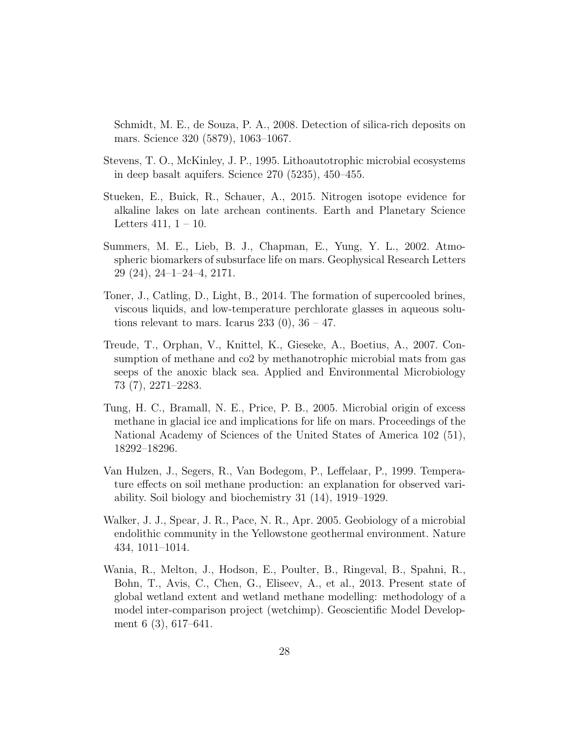Schmidt, M. E., de Souza, P. A., 2008. Detection of silica-rich deposits on mars. Science 320 (5879), 1063–1067.

Stevens, T. O., McKinley, J. P., 1995. Lithoautotrophic microbial ecosystems in deep basalt aquifers. Science 270 (5235), 450–455.

Stueken, E., Buick, R., Schauer, A., 2015. Nitrogen isotope evidence for alkaline lakes on late archean continents. Earth and Planetary Science Letters 411, 1 – 10.

Summers, M. E., Lieb, B. J., Chapman, E., Yung, Y. L., 2002. Atmospheric biomarkers of subsurface life on mars. Geophysical Research Letters 29 (24), 24–1–24–4, 2171.

Toner, J., Catling, D., Light, B., 2014. The formation of supercooled brines, viscous liquids, and low-temperature perchlorate glasses in aqueous solutions relevant to mars. Icarus 233 (0), 36 – 47.

Treude, T., Orphan, V., Knittel, K., Gieseke, A., Boetius, A., 2007. Consumption of methane and co2 by methanotrophic microbial mats from gas seeps of the anoxic black sea. Applied and Environmental Microbiology 73 (7), 2271–2283.

Tung, H. C., Bramall, N. E., Price, P. B., 2005. Microbial origin of excess methane in glacial ice and implications for life on mars. Proceedings of the National Academy of Sciences of the United States of America 102 (51), 18292–18296.

Van Hulzen, J., Segers, R., Van Bodegom, P., Leffelaar, P., 1999. Temperature effects on soil methane production: an explanation for observed variability. Soil biology and biochemistry 31 (14), 1919–1929.

Walker, J. J., Spear, J. R., Pace, N. R., Apr. 2005. Geobiology of a microbial endolithic community in the Yellowstone geothermal environment. Nature 434, 1011–1014.

Wania, R., Melton, J., Hodson, E., Poulter, B., Ringeval, B., Spahni, R., Bohn, T., Avis, C., Chen, G., Eliseev, A., et al., 2013. Present state of global wetland extent and wetland methane modelling: methodology of a model inter-comparison project (wetchimp). Geoscientific Model Development 6 (3), 617–641.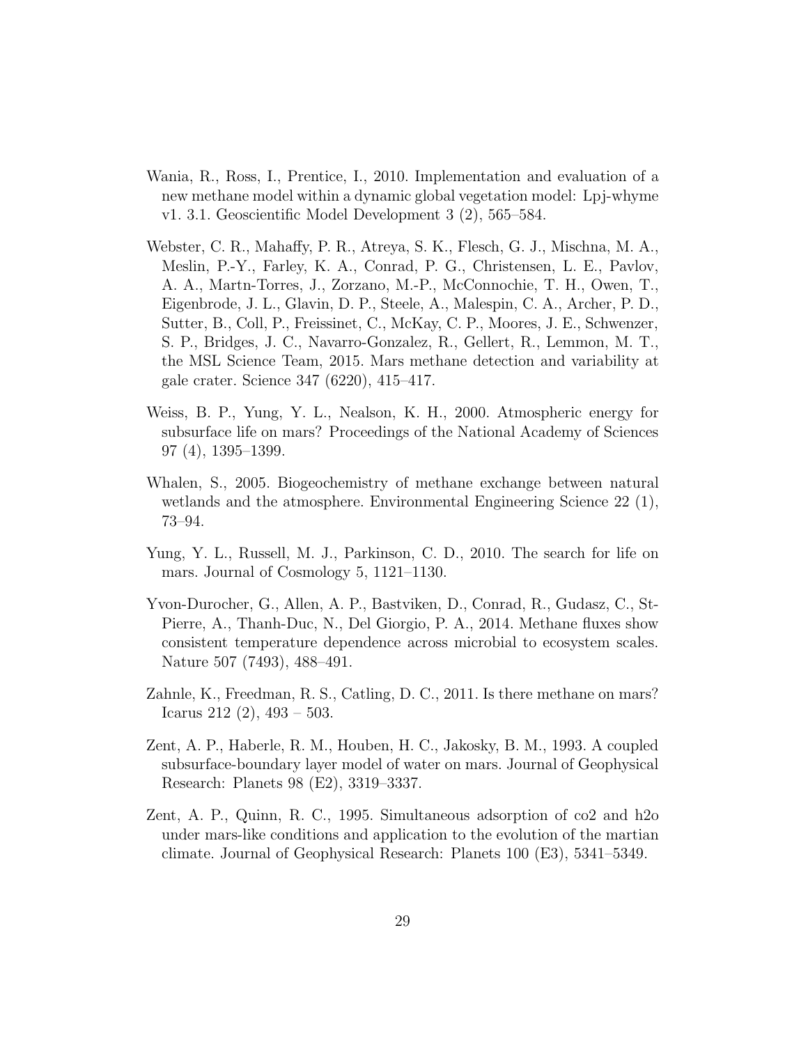Wania, R., Ross, I., Prentice, I., 2010. Implementation and evaluation of a new methane model within a dynamic global vegetation model: Lpj-whyme v1. 3.1. Geoscientific Model Development 3 (2), 565–584.

Webster, C. R., Mahaffy, P. R., Atreya, S. K., Flesch, G. J., Mischna, M. A., Meslin, P.-Y., Farley, K. A., Conrad, P. G., Christensen, L. E., Pavlov, A. A., Martn-Torres, J., Zorzano, M.-P., McConnochie, T. H., Owen, T., Eigenbrode, J. L., Glavin, D. P., Steele, A., Malespin, C. A., Archer, P. D., Sutter, B., Coll, P., Freissinet, C., McKay, C. P., Moores, J. E., Schwenzer, S. P., Bridges, J. C., Navarro-Gonzalez, R., Gellert, R., Lemmon, M. T., the MSL Science Team, 2015. Mars methane detection and variability at gale crater. Science 347 (6220), 415–417.

Weiss, B. P., Yung, Y. L., Nealson, K. H., 2000. Atmospheric energy for subsurface life on mars? Proceedings of the National Academy of Sciences 97 (4), 1395–1399.

Whalen, S., 2005. Biogeochemistry of methane exchange between natural wetlands and the atmosphere. Environmental Engineering Science 22 (1), 73–94.

Yung, Y. L., Russell, M. J., Parkinson, C. D., 2010. The search for life on mars. Journal of Cosmology 5, 1121–1130.

Yvon-Durocher, G., Allen, A. P., Bastviken, D., Conrad, R., Gudasz, C., St-Pierre, A., Thanh-Duc, N., Del Giorgio, P. A., 2014. Methane fluxes show consistent temperature dependence across microbial to ecosystem scales. Nature 507 (7493), 488–491.

Zahnle, K., Freedman, R. S., Catling, D. C., 2011. Is there methane on mars? Icarus 212 (2), 493 – 503.

Zent, A. P., Haberle, R. M., Houben, H. C., Jakosky, B. M., 1993. A coupled subsurface-boundary layer model of water on mars. Journal of Geophysical Research: Planets 98 (E2), 3319–3337.

Zent, A. P., Quinn, R. C., 1995. Simultaneous adsorption of co2 and h2o under mars-like conditions and application to the evolution of the martian climate. Journal of Geophysical Research: Planets 100 (E3), 5341–5349.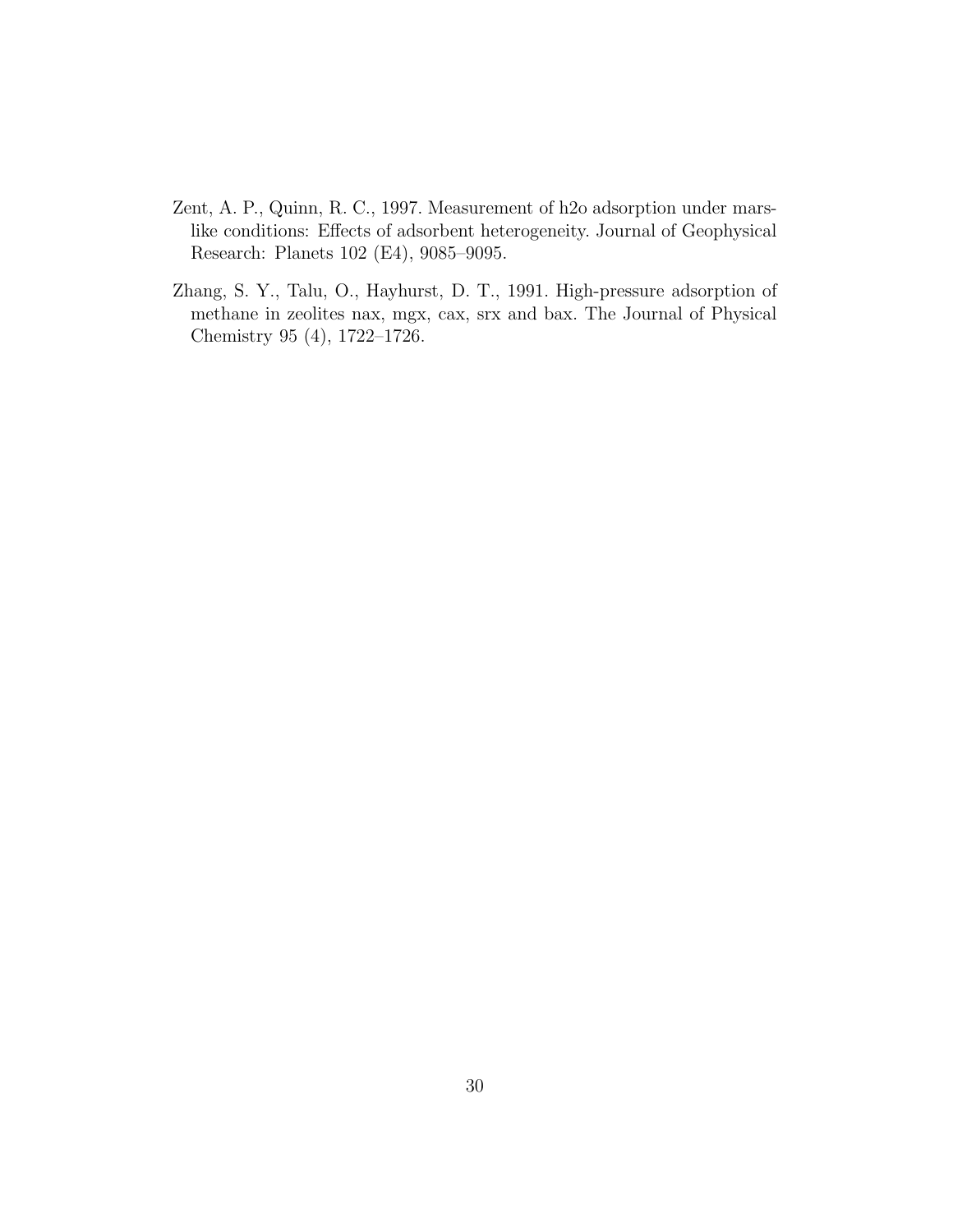Zent, A. P., Quinn, R. C., 1997. Measurement of h2o adsorption under mars-like conditions: Effects of adsorbent heterogeneity. Journal of Geophysical Research: Planets 102 (E4), 9085–9095.

Zhang, S. Y., Talu, O., Hayhurst, D. T., 1991. High-pressure adsorption of methane in zeolites nax, mgx, cax, srx and bax. The Journal of Physical Chemistry 95 (4), 1722–1726.